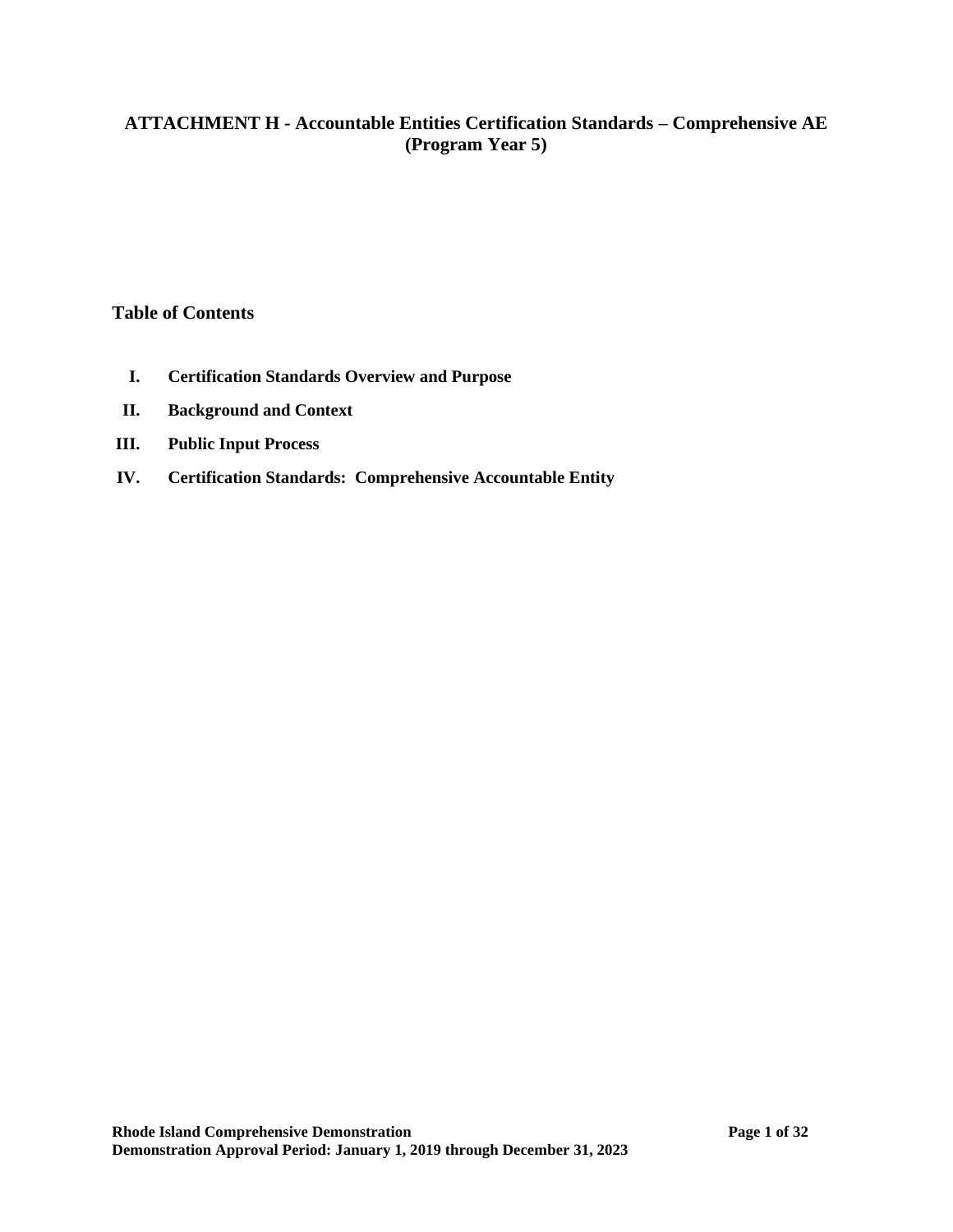# ATTACHMENT H - Accountable Entities Certification Standards – Comprehensive AE (Program Year 5)

## Table of Contents

I. **Certification Standards Overview and Purpose**

II. **Background and Context**

III. **Public Input Process**

IV. **Certification Standards: Comprehensive Accountable Entity**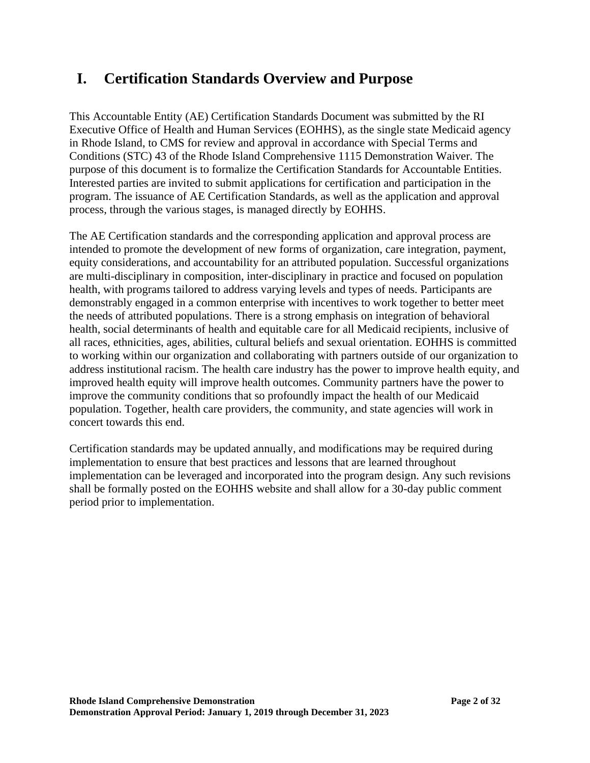# I. Certification Standards Overview and Purpose

This Accountable Entity (AE) Certification Standards Document was submitted by the RI Executive Office of Health and Human Services (EOHHS), as the single state Medicaid agency in Rhode Island, to CMS for review and approval in accordance with Special Terms and Conditions (STC) 43 of the Rhode Island Comprehensive 1115 Demonstration Waiver. The purpose of this document is to formalize the Certification Standards for Accountable Entities. Interested parties are invited to submit applications for certification and participation in the program. The issuance of AE Certification Standards, as well as the application and approval process, through the various stages, is managed directly by EOHHS.

The AE Certification standards and the corresponding application and approval process are intended to promote the development of new forms of organization, care integration, payment, equity considerations, and accountability for an attributed population. Successful organizations are multi-disciplinary in composition, inter-disciplinary in practice and focused on population health, with programs tailored to address varying levels and types of needs. Participants are demonstrably engaged in a common enterprise with incentives to work together to better meet the needs of attributed populations. There is a strong emphasis on integration of behavioral health, social determinants of health and equitable care for all Medicaid recipients, inclusive of all races, ethnicities, ages, abilities, cultural beliefs and sexual orientation. EOHHS is committed to working within our organization and collaborating with partners outside of our organization to address institutional racism. The health care industry has the power to improve health equity, and improved health equity will improve health outcomes. Community partners have the power to improve the community conditions that so profoundly impact the health of our Medicaid population. Together, health care providers, the community, and state agencies will work in concert towards this end.

Certification standards may be updated annually, and modifications may be required during implementation to ensure that best practices and lessons that are learned throughout implementation can be leveraged and incorporated into the program design. Any such revisions shall be formally posted on the EOHHS website and shall allow for a 30-day public comment period prior to implementation.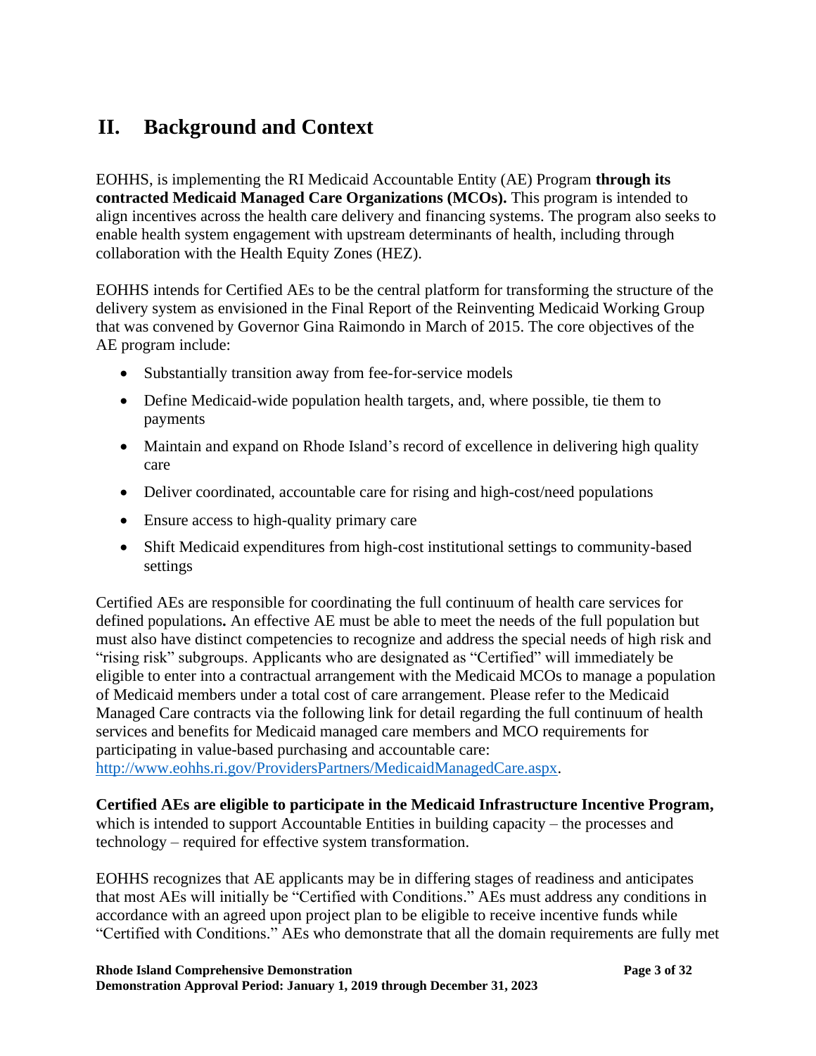## II. Background and Context

EOHHS, is implementing the RI Medicaid Accountable Entity (AE) Program **through its contracted Medicaid Managed Care Organizations (MCOs).** This program is intended to align incentives across the health care delivery and financing systems. The program also seeks to enable health system engagement with upstream determinants of health, including through collaboration with the Health Equity Zones (HEZ).

EOHHS intends for Certified AEs to be the central platform for transforming the structure of the delivery system as envisioned in the Final Report of the Reinventing Medicaid Working Group that was convened by Governor Gina Raimondo in March of 2015. The core objectives of the AE program include:

- Substantially transition away from fee-for-service models
- Define Medicaid-wide population health targets, and, where possible, tie them to payments
- Maintain and expand on Rhode Island's record of excellence in delivering high quality care
- Deliver coordinated, accountable care for rising and high-cost/need populations
- Ensure access to high-quality primary care
- Shift Medicaid expenditures from high-cost institutional settings to community-based settings

Certified AEs are responsible for coordinating the full continuum of health care services for defined populations**.** An effective AE must be able to meet the needs of the full population but must also have distinct competencies to recognize and address the special needs of high risk and "rising risk" subgroups. Applicants who are designated as "Certified" will immediately be eligible to enter into a contractual arrangement with the Medicaid MCOs to manage a population of Medicaid members under a total cost of care arrangement. Please refer to the Medicaid Managed Care contracts via the following link for detail regarding the full continuum of health services and benefits for Medicaid managed care members and MCO requirements for participating in value-based purchasing and accountable care: http://www.eohhs.ri.gov/ProvidersPartners/MedicaidManagedCare.aspx.

**Certified AEs are eligible to participate in the Medicaid Infrastructure Incentive Program,** which is intended to support Accountable Entities in building capacity – the processes and technology – required for effective system transformation.

EOHHS recognizes that AE applicants may be in differing stages of readiness and anticipates that most AEs will initially be "Certified with Conditions." AEs must address any conditions in accordance with an agreed upon project plan to be eligible to receive incentive funds while "Certified with Conditions." AEs who demonstrate that all the domain requirements are fully met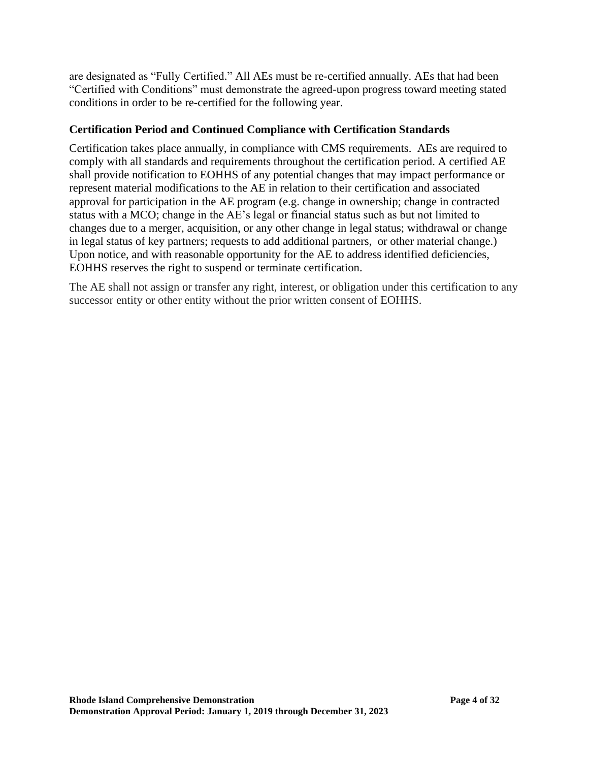are designated as "Fully Certified." All AEs must be re-certified annually. AEs that had been "Certified with Conditions" must demonstrate the agreed-upon progress toward meeting stated conditions in order to be re-certified for the following year.

**Certification Period and Continued Compliance with Certification Standards**

Certification takes place annually, in compliance with CMS requirements. AEs are required to comply with all standards and requirements throughout the certification period. A certified AE shall provide notification to EOHHS of any potential changes that may impact performance or represent material modifications to the AE in relation to their certification and associated approval for participation in the AE program (e.g. change in ownership; change in contracted status with a MCO; change in the AE's legal or financial status such as but not limited to changes due to a merger, acquisition, or any other change in legal status; withdrawal or change in legal status of key partners; requests to add additional partners, or other material change.) Upon notice, and with reasonable opportunity for the AE to address identified deficiencies, EOHHS reserves the right to suspend or terminate certification.

The AE shall not assign or transfer any right, interest, or obligation under this certification to any successor entity or other entity without the prior written consent of EOHHS.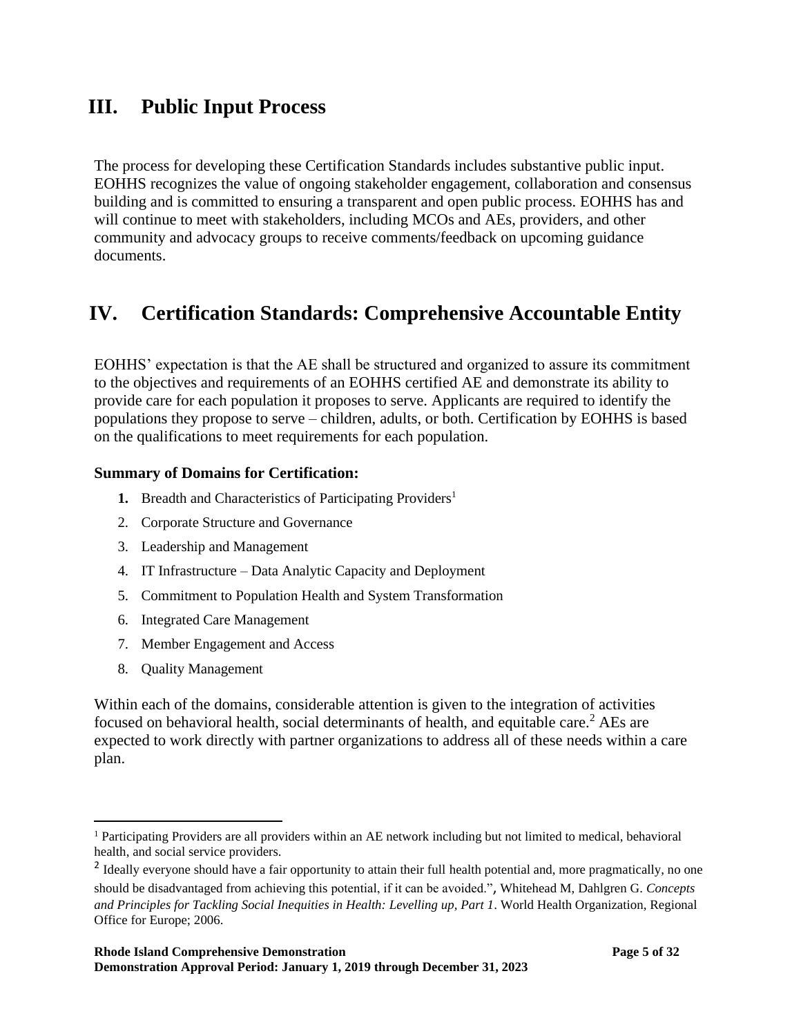# III. Public Input Process

The process for developing these Certification Standards includes substantive public input. EOHHS recognizes the value of ongoing stakeholder engagement, collaboration and consensus building and is committed to ensuring a transparent and open public process. EOHHS has and will continue to meet with stakeholders, including MCOs and AEs, providers, and other community and advocacy groups to receive comments/feedback on upcoming guidance documents.

# IV. Certification Standards: Comprehensive Accountable Entity

EOHHS' expectation is that the AE shall be structured and organized to assure its commitment to the objectives and requirements of an EOHHS certified AE and demonstrate its ability to provide care for each population it proposes to serve. Applicants are required to identify the populations they propose to serve – children, adults, or both. Certification by EOHHS is based on the qualifications to meet requirements for each population.

**Summary of Domains for Certification:**

1. Breadth and Characteristics of Participating Providers[1]
2. Corporate Structure and Governance
3. Leadership and Management
4. IT Infrastructure – Data Analytic Capacity and Deployment
5. Commitment to Population Health and System Transformation
6. Integrated Care Management
7. Member Engagement and Access
8. Quality Management

Within each of the domains, considerable attention is given to the integration of activities focused on behavioral health, social determinants of health, and equitable care.[2] AEs are expected to work directly with partner organizations to address all of these needs within a care plan.

---

[1] Participating Providers are all providers within an AE network including but not limited to medical, behavioral health, and social service providers.

[2] Ideally everyone should have a fair opportunity to attain their full health potential and, more pragmatically, no one should be disadvantaged from achieving this potential, if it can be avoided.", Whitehead M, Dahlgren G. *Concepts and Principles for Tackling Social Inequities in Health: Levelling up, Part 1*. World Health Organization, Regional Office for Europe; 2006.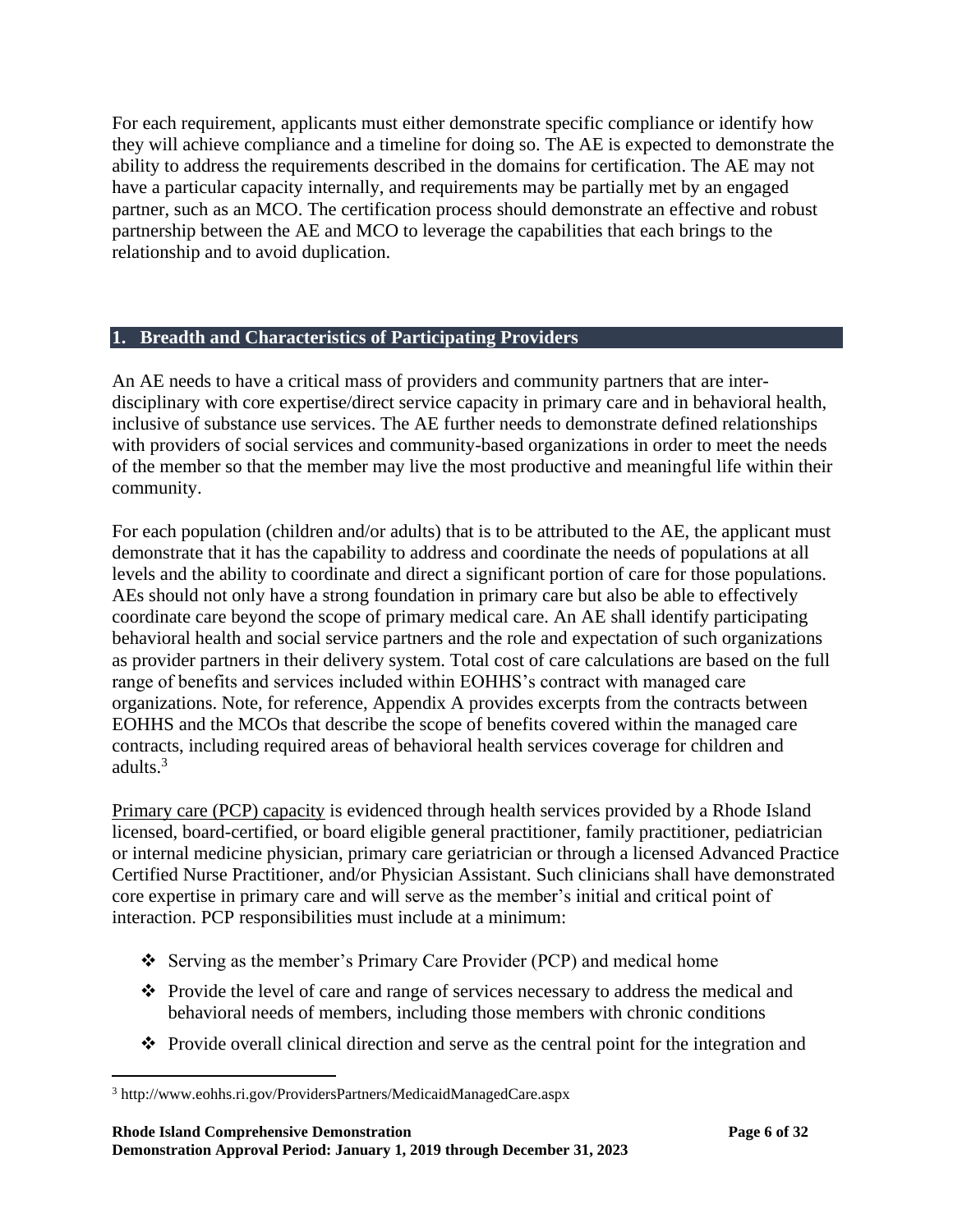For each requirement, applicants must either demonstrate specific compliance or identify how they will achieve compliance and a timeline for doing so. The AE is expected to demonstrate the ability to address the requirements described in the domains for certification. The AE may not have a particular capacity internally, and requirements may be partially met by an engaged partner, such as an MCO. The certification process should demonstrate an effective and robust partnership between the AE and MCO to leverage the capabilities that each brings to the relationship and to avoid duplication.

## 1. Breadth and Characteristics of Participating Providers

An AE needs to have a critical mass of providers and community partners that are inter-disciplinary with core expertise/direct service capacity in primary care and in behavioral health, inclusive of substance use services. The AE further needs to demonstrate defined relationships with providers of social services and community-based organizations in order to meet the needs of the member so that the member may live the most productive and meaningful life within their community.

For each population (children and/or adults) that is to be attributed to the AE, the applicant must demonstrate that it has the capability to address and coordinate the needs of populations at all levels and the ability to coordinate and direct a significant portion of care for those populations. AEs should not only have a strong foundation in primary care but also be able to effectively coordinate care beyond the scope of primary medical care. An AE shall identify participating behavioral health and social service partners and the role and expectation of such organizations as provider partners in their delivery system. Total cost of care calculations are based on the full range of benefits and services included within EOHHS's contract with managed care organizations. Note, for reference, Appendix A provides excerpts from the contracts between EOHHS and the MCOs that describe the scope of benefits covered within the managed care contracts, including required areas of behavioral health services coverage for children and adults.[3]

Primary care (PCP) capacity is evidenced through health services provided by a Rhode Island licensed, board-certified, or board eligible general practitioner, family practitioner, pediatrician or internal medicine physician, primary care geriatrician or through a licensed Advanced Practice Certified Nurse Practitioner, and/or Physician Assistant. Such clinicians shall have demonstrated core expertise in primary care and will serve as the member's initial and critical point of interaction. PCP responsibilities must include at a minimum:

- Serving as the member's Primary Care Provider (PCP) and medical home
- Provide the level of care and range of services necessary to address the medical and behavioral needs of members, including those members with chronic conditions
- Provide overall clinical direction and serve as the central point for the integration and

[3] http://www.eohhs.ri.gov/ProvidersPartners/MedicaidManagedCare.aspx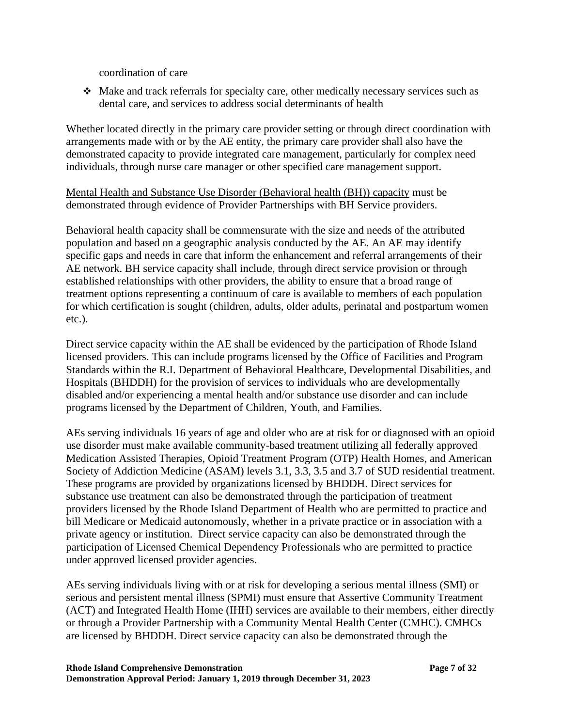coordination of care

- ❖ Make and track referrals for specialty care, other medically necessary services such as dental care, and services to address social determinants of health

Whether located directly in the primary care provider setting or through direct coordination with arrangements made with or by the AE entity, the primary care provider shall also have the demonstrated capacity to provide integrated care management, particularly for complex need individuals, through nurse care manager or other specified care management support.

<u>Mental Health and Substance Use Disorder (Behavioral health (BH)) capacity</u> must be demonstrated through evidence of Provider Partnerships with BH Service providers.

Behavioral health capacity shall be commensurate with the size and needs of the attributed population and based on a geographic analysis conducted by the AE. An AE may identify specific gaps and needs in care that inform the enhancement and referral arrangements of their AE network. BH service capacity shall include, through direct service provision or through established relationships with other providers, the ability to ensure that a broad range of treatment options representing a continuum of care is available to members of each population for which certification is sought (children, adults, older adults, perinatal and postpartum women etc.).

Direct service capacity within the AE shall be evidenced by the participation of Rhode Island licensed providers. This can include programs licensed by the Office of Facilities and Program Standards within the R.I. Department of Behavioral Healthcare, Developmental Disabilities, and Hospitals (BHDDH) for the provision of services to individuals who are developmentally disabled and/or experiencing a mental health and/or substance use disorder and can include programs licensed by the Department of Children, Youth, and Families.

AEs serving individuals 16 years of age and older who are at risk for or diagnosed with an opioid use disorder must make available community-based treatment utilizing all federally approved Medication Assisted Therapies, Opioid Treatment Program (OTP) Health Homes, and American Society of Addiction Medicine (ASAM) levels 3.1, 3.3, 3.5 and 3.7 of SUD residential treatment. These programs are provided by organizations licensed by BHDDH. Direct services for substance use treatment can also be demonstrated through the participation of treatment providers licensed by the Rhode Island Department of Health who are permitted to practice and bill Medicare or Medicaid autonomously, whether in a private practice or in association with a private agency or institution. Direct service capacity can also be demonstrated through the participation of Licensed Chemical Dependency Professionals who are permitted to practice under approved licensed provider agencies.

AEs serving individuals living with or at risk for developing a serious mental illness (SMI) or serious and persistent mental illness (SPMI) must ensure that Assertive Community Treatment (ACT) and Integrated Health Home (IHH) services are available to their members, either directly or through a Provider Partnership with a Community Mental Health Center (CMHC). CMHCs are licensed by BHDDH. Direct service capacity can also be demonstrated through the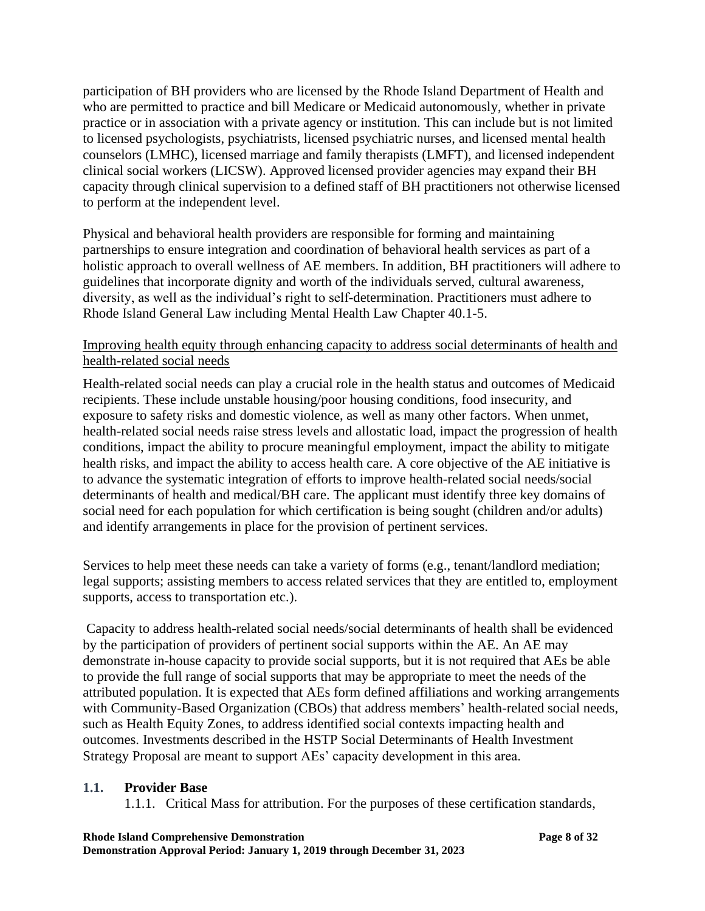participation of BH providers who are licensed by the Rhode Island Department of Health and who are permitted to practice and bill Medicare or Medicaid autonomously, whether in private practice or in association with a private agency or institution. This can include but is not limited to licensed psychologists, psychiatrists, licensed psychiatric nurses, and licensed mental health counselors (LMHC), licensed marriage and family therapists (LMFT), and licensed independent clinical social workers (LICSW). Approved licensed provider agencies may expand their BH capacity through clinical supervision to a defined staff of BH practitioners not otherwise licensed to perform at the independent level.

Physical and behavioral health providers are responsible for forming and maintaining partnerships to ensure integration and coordination of behavioral health services as part of a holistic approach to overall wellness of AE members. In addition, BH practitioners will adhere to guidelines that incorporate dignity and worth of the individuals served, cultural awareness, diversity, as well as the individual's right to self-determination. Practitioners must adhere to Rhode Island General Law including Mental Health Law Chapter 40.1-5.

<u>Improving health equity through enhancing capacity to address social determinants of health and health-related social needs</u>

Health-related social needs can play a crucial role in the health status and outcomes of Medicaid recipients. These include unstable housing/poor housing conditions, food insecurity, and exposure to safety risks and domestic violence, as well as many other factors. When unmet, health-related social needs raise stress levels and allostatic load, impact the progression of health conditions, impact the ability to procure meaningful employment, impact the ability to mitigate health risks, and impact the ability to access health care. A core objective of the AE initiative is to advance the systematic integration of efforts to improve health-related social needs/social determinants of health and medical/BH care. The applicant must identify three key domains of social need for each population for which certification is being sought (children and/or adults) and identify arrangements in place for the provision of pertinent services.

Services to help meet these needs can take a variety of forms (e.g., tenant/landlord mediation; legal supports; assisting members to access related services that they are entitled to, employment supports, access to transportation etc.).

Capacity to address health-related social needs/social determinants of health shall be evidenced by the participation of providers of pertinent social supports within the AE. An AE may demonstrate in-house capacity to provide social supports, but it is not required that AEs be able to provide the full range of social supports that may be appropriate to meet the needs of the attributed population. It is expected that AEs form defined affiliations and working arrangements with Community-Based Organization (CBOs) that address members' health-related social needs, such as Health Equity Zones, to address identified social contexts impacting health and outcomes. Investments described in the HSTP Social Determinants of Health Investment Strategy Proposal are meant to support AEs' capacity development in this area.

### 1.1. Provider Base

1.1.1. Critical Mass for attribution. For the purposes of these certification standards,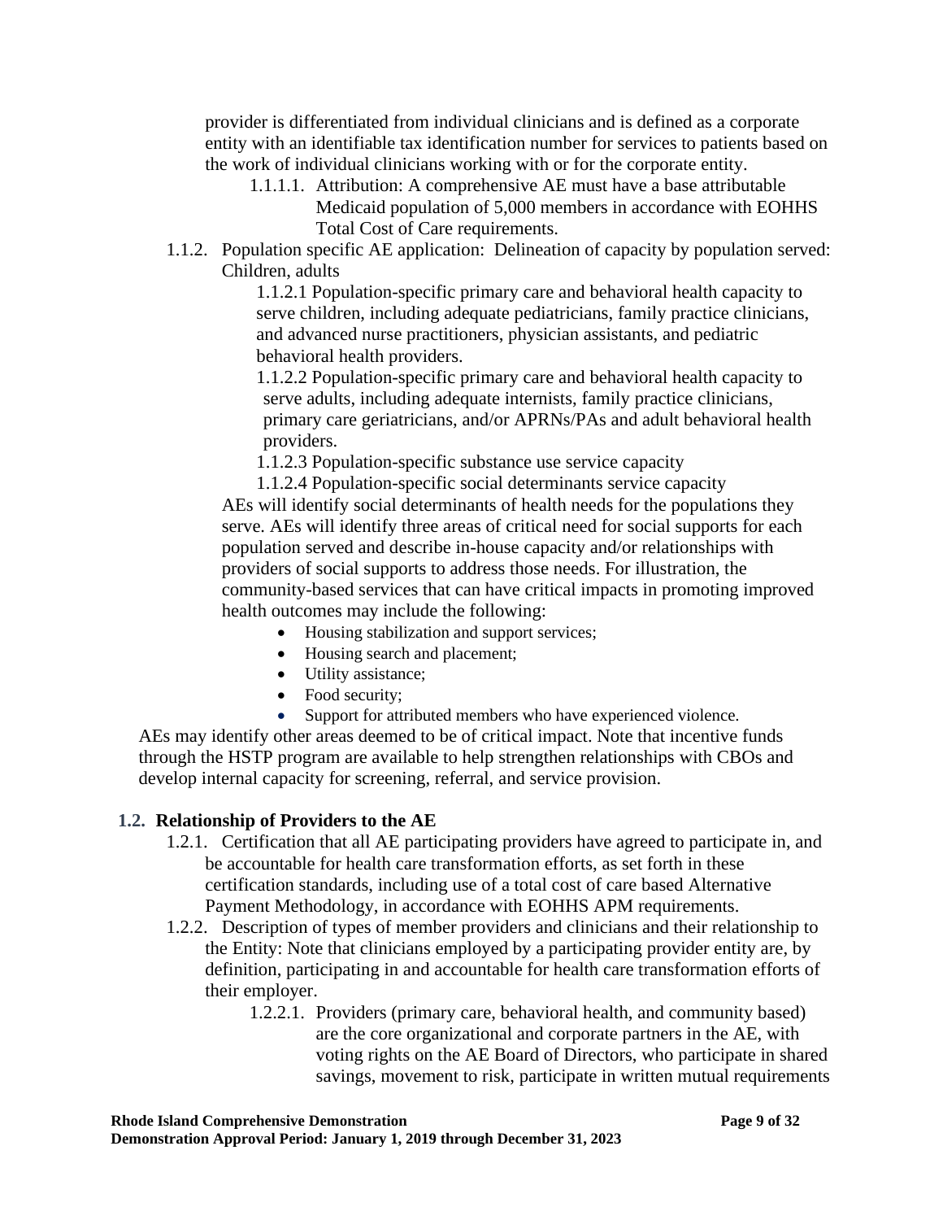provider is differentiated from individual clinicians and is defined as a corporate entity with an identifiable tax identification number for services to patients based on the work of individual clinicians working with or for the corporate entity.

1.1.1.1. Attribution: A comprehensive AE must have a base attributable Medicaid population of 5,000 members in accordance with EOHHS Total Cost of Care requirements.

1.1.2. Population specific AE application: Delineation of capacity by population served: Children, adults

1.1.2.1 Population-specific primary care and behavioral health capacity to serve children, including adequate pediatricians, family practice clinicians, and advanced nurse practitioners, physician assistants, and pediatric behavioral health providers.

1.1.2.2 Population-specific primary care and behavioral health capacity to serve adults, including adequate internists, family practice clinicians, primary care geriatricians, and/or APRNs/PAs and adult behavioral health providers.

1.1.2.3 Population-specific substance use service capacity

1.1.2.4 Population-specific social determinants service capacity

AEs will identify social determinants of health needs for the populations they serve. AEs will identify three areas of critical need for social supports for each population served and describe in-house capacity and/or relationships with providers of social supports to address those needs. For illustration, the community-based services that can have critical impacts in promoting improved health outcomes may include the following:

- Housing stabilization and support services;
- Housing search and placement;
- Utility assistance;
- Food security;
- Support for attributed members who have experienced violence.

AEs may identify other areas deemed to be of critical impact. Note that incentive funds through the HSTP program are available to help strengthen relationships with CBOs and develop internal capacity for screening, referral, and service provision.

## 1.2. Relationship of Providers to the AE

1.2.1. Certification that all AE participating providers have agreed to participate in, and be accountable for health care transformation efforts, as set forth in these certification standards, including use of a total cost of care based Alternative Payment Methodology, in accordance with EOHHS APM requirements.

1.2.2. Description of types of member providers and clinicians and their relationship to the Entity: Note that clinicians employed by a participating provider entity are, by definition, participating in and accountable for health care transformation efforts of their employer.

1.2.2.1. Providers (primary care, behavioral health, and community based) are the core organizational and corporate partners in the AE, with voting rights on the AE Board of Directors, who participate in shared savings, movement to risk, participate in written mutual requirements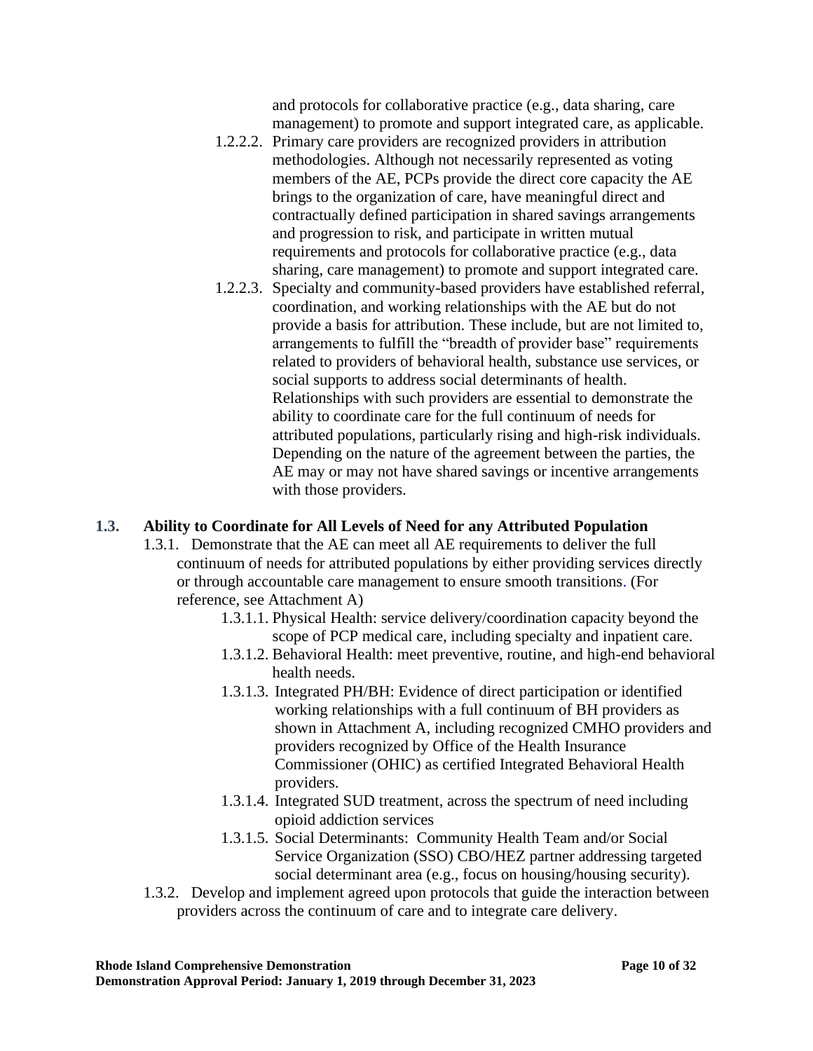and protocols for collaborative practice (e.g., data sharing, care management) to promote and support integrated care, as applicable.

1.2.2.2. Primary care providers are recognized providers in attribution methodologies. Although not necessarily represented as voting members of the AE, PCPs provide the direct core capacity the AE brings to the organization of care, have meaningful direct and contractually defined participation in shared savings arrangements and progression to risk, and participate in written mutual requirements and protocols for collaborative practice (e.g., data sharing, care management) to promote and support integrated care.

1.2.2.3. Specialty and community-based providers have established referral, coordination, and working relationships with the AE but do not provide a basis for attribution. These include, but are not limited to, arrangements to fulfill the "breadth of provider base" requirements related to providers of behavioral health, substance use services, or social supports to address social determinants of health. Relationships with such providers are essential to demonstrate the ability to coordinate care for the full continuum of needs for attributed populations, particularly rising and high-risk individuals. Depending on the nature of the agreement between the parties, the AE may or may not have shared savings or incentive arrangements with those providers.

### 1.3. Ability to Coordinate for All Levels of Need for any Attributed Population

1.3.1. Demonstrate that the AE can meet all AE requirements to deliver the full continuum of needs for attributed populations by either providing services directly or through accountable care management to ensure smooth transitions. (For reference, see Attachment A)

1.3.1.1. Physical Health: service delivery/coordination capacity beyond the scope of PCP medical care, including specialty and inpatient care.

1.3.1.2. Behavioral Health: meet preventive, routine, and high-end behavioral health needs.

1.3.1.3. Integrated PH/BH: Evidence of direct participation or identified working relationships with a full continuum of BH providers as shown in Attachment A, including recognized CMHO providers and providers recognized by Office of the Health Insurance Commissioner (OHIC) as certified Integrated Behavioral Health providers.

1.3.1.4. Integrated SUD treatment, across the spectrum of need including opioid addiction services

1.3.1.5. Social Determinants: Community Health Team and/or Social Service Organization (SSO) CBO/HEZ partner addressing targeted social determinant area (e.g., focus on housing/housing security).

1.3.2. Develop and implement agreed upon protocols that guide the interaction between providers across the continuum of care and to integrate care delivery.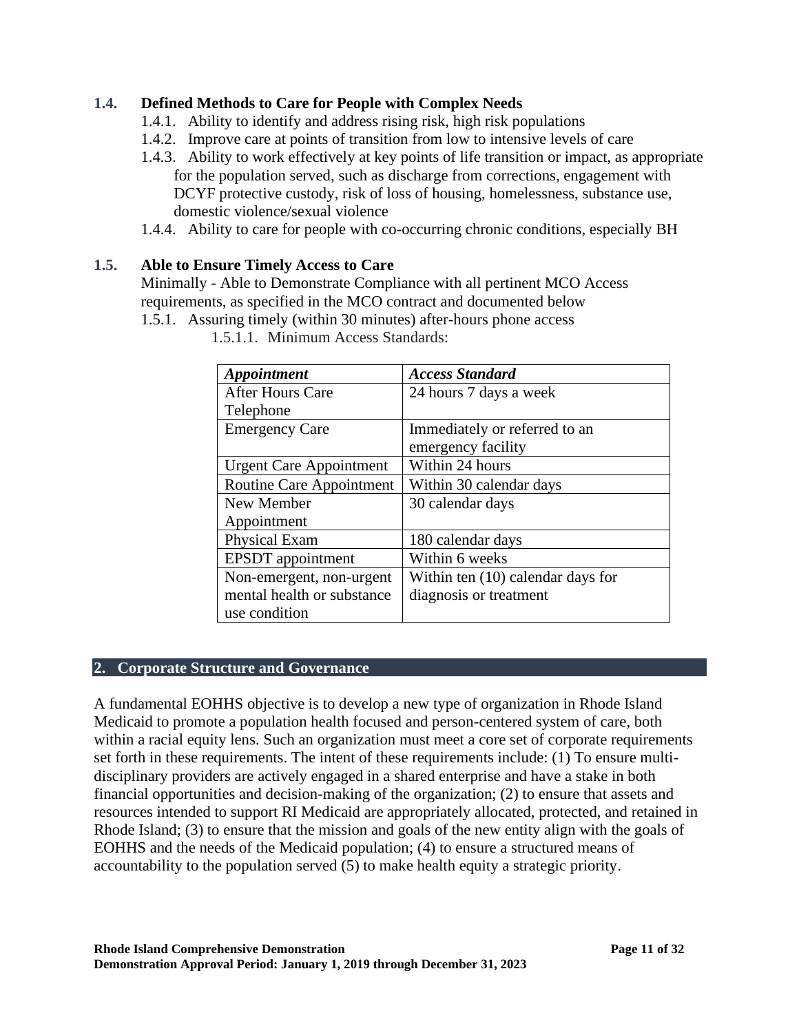### 1.4. Defined Methods to Care for People with Complex Needs

1.4.1. Ability to identify and address rising risk, high risk populations

1.4.2. Improve care at points of transition from low to intensive levels of care

1.4.3. Ability to work effectively at key points of life transition or impact, as appropriate for the population served, such as discharge from corrections, engagement with DCYF protective custody, risk of loss of housing, homelessness, substance use, domestic violence/sexual violence

1.4.4. Ability to care for people with co-occurring chronic conditions, especially BH

### 1.5. Able to Ensure Timely Access to Care

Minimally - Able to Demonstrate Compliance with all pertinent MCO Access requirements, as specified in the MCO contract and documented below

1.5.1. Assuring timely (within 30 minutes) after-hours phone access

1.5.1.1. Minimum Access Standards:

| ***Appointment*** | ***Access Standard*** |
|---|---|
| After Hours Care Telephone | 24 hours 7 days a week |
| Emergency Care | Immediately or referred to an emergency facility |
| Urgent Care Appointment | Within 24 hours |
| Routine Care Appointment | Within 30 calendar days |
| New Member Appointment | 30 calendar days |
| Physical Exam | 180 calendar days |
| EPSDT appointment | Within 6 weeks |
| Non-emergent, non-urgent mental health or substance use condition | Within ten (10) calendar days for diagnosis or treatment |

## 2. Corporate Structure and Governance

A fundamental EOHHS objective is to develop a new type of organization in Rhode Island Medicaid to promote a population health focused and person-centered system of care, both within a racial equity lens. Such an organization must meet a core set of corporate requirements set forth in these requirements. The intent of these requirements include: (1) To ensure multi-disciplinary providers are actively engaged in a shared enterprise and have a stake in both financial opportunities and decision-making of the organization; (2) to ensure that assets and resources intended to support RI Medicaid are appropriately allocated, protected, and retained in Rhode Island; (3) to ensure that the mission and goals of the new entity align with the goals of EOHHS and the needs of the Medicaid population; (4) to ensure a structured means of accountability to the population served (5) to make health equity a strategic priority.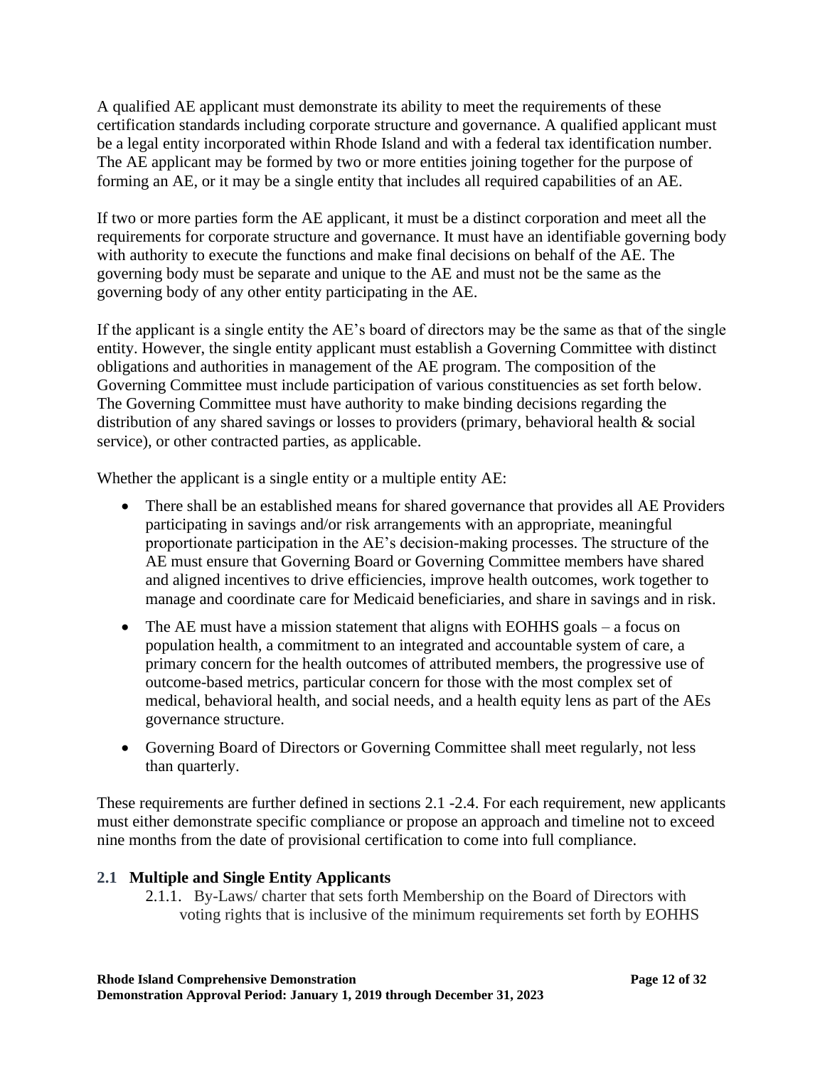A qualified AE applicant must demonstrate its ability to meet the requirements of these certification standards including corporate structure and governance. A qualified applicant must be a legal entity incorporated within Rhode Island and with a federal tax identification number. The AE applicant may be formed by two or more entities joining together for the purpose of forming an AE, or it may be a single entity that includes all required capabilities of an AE.

If two or more parties form the AE applicant, it must be a distinct corporation and meet all the requirements for corporate structure and governance. It must have an identifiable governing body with authority to execute the functions and make final decisions on behalf of the AE. The governing body must be separate and unique to the AE and must not be the same as the governing body of any other entity participating in the AE.

If the applicant is a single entity the AE's board of directors may be the same as that of the single entity. However, the single entity applicant must establish a Governing Committee with distinct obligations and authorities in management of the AE program. The composition of the Governing Committee must include participation of various constituencies as set forth below. The Governing Committee must have authority to make binding decisions regarding the distribution of any shared savings or losses to providers (primary, behavioral health & social service), or other contracted parties, as applicable.

Whether the applicant is a single entity or a multiple entity AE:

- There shall be an established means for shared governance that provides all AE Providers participating in savings and/or risk arrangements with an appropriate, meaningful proportionate participation in the AE's decision-making processes. The structure of the AE must ensure that Governing Board or Governing Committee members have shared and aligned incentives to drive efficiencies, improve health outcomes, work together to manage and coordinate care for Medicaid beneficiaries, and share in savings and in risk.
- The AE must have a mission statement that aligns with EOHHS goals – a focus on population health, a commitment to an integrated and accountable system of care, a primary concern for the health outcomes of attributed members, the progressive use of outcome-based metrics, particular concern for those with the most complex set of medical, behavioral health, and social needs, and a health equity lens as part of the AEs governance structure.
- Governing Board of Directors or Governing Committee shall meet regularly, not less than quarterly.

These requirements are further defined in sections 2.1 -2.4. For each requirement, new applicants must either demonstrate specific compliance or propose an approach and timeline not to exceed nine months from the date of provisional certification to come into full compliance.

## 2.1 Multiple and Single Entity Applicants

2.1.1. By-Laws/ charter that sets forth Membership on the Board of Directors with voting rights that is inclusive of the minimum requirements set forth by EOHHS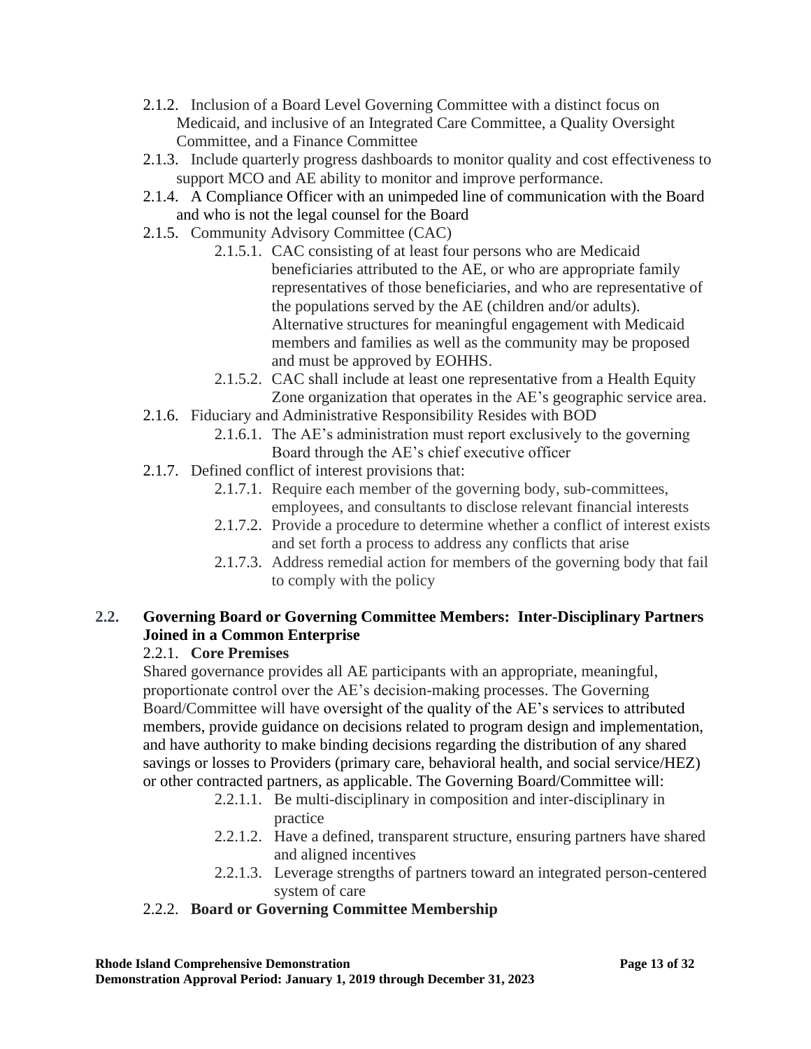- 2.1.2. Inclusion of a Board Level Governing Committee with a distinct focus on Medicaid, and inclusive of an Integrated Care Committee, a Quality Oversight Committee, and a Finance Committee
- 2.1.3. Include quarterly progress dashboards to monitor quality and cost effectiveness to support MCO and AE ability to monitor and improve performance.
- 2.1.4. A Compliance Officer with an unimpeded line of communication with the Board and who is not the legal counsel for the Board
- 2.1.5. Community Advisory Committee (CAC)
  - 2.1.5.1. CAC consisting of at least four persons who are Medicaid beneficiaries attributed to the AE, or who are appropriate family representatives of those beneficiaries, and who are representative of the populations served by the AE (children and/or adults). Alternative structures for meaningful engagement with Medicaid members and families as well as the community may be proposed and must be approved by EOHHS.
  - 2.1.5.2. CAC shall include at least one representative from a Health Equity Zone organization that operates in the AE's geographic service area.
- 2.1.6. Fiduciary and Administrative Responsibility Resides with BOD
  - 2.1.6.1. The AE's administration must report exclusively to the governing Board through the AE's chief executive officer
- 2.1.7. Defined conflict of interest provisions that:
  - 2.1.7.1. Require each member of the governing body, sub-committees, employees, and consultants to disclose relevant financial interests
  - 2.1.7.2. Provide a procedure to determine whether a conflict of interest exists and set forth a process to address any conflicts that arise
  - 2.1.7.3. Address remedial action for members of the governing body that fail to comply with the policy

## 2.2. Governing Board or Governing Committee Members: Inter-Disciplinary Partners Joined in a Common Enterprise

### 2.2.1. Core Premises

Shared governance provides all AE participants with an appropriate, meaningful, proportionate control over the AE's decision-making processes. The Governing Board/Committee will have oversight of the quality of the AE's services to attributed members, provide guidance on decisions related to program design and implementation, and have authority to make binding decisions regarding the distribution of any shared savings or losses to Providers (primary care, behavioral health, and social service/HEZ) or other contracted partners, as applicable. The Governing Board/Committee will:

- 2.2.1.1. Be multi-disciplinary in composition and inter-disciplinary in practice
- 2.2.1.2. Have a defined, transparent structure, ensuring partners have shared and aligned incentives
- 2.2.1.3. Leverage strengths of partners toward an integrated person-centered system of care

### 2.2.2. Board or Governing Committee Membership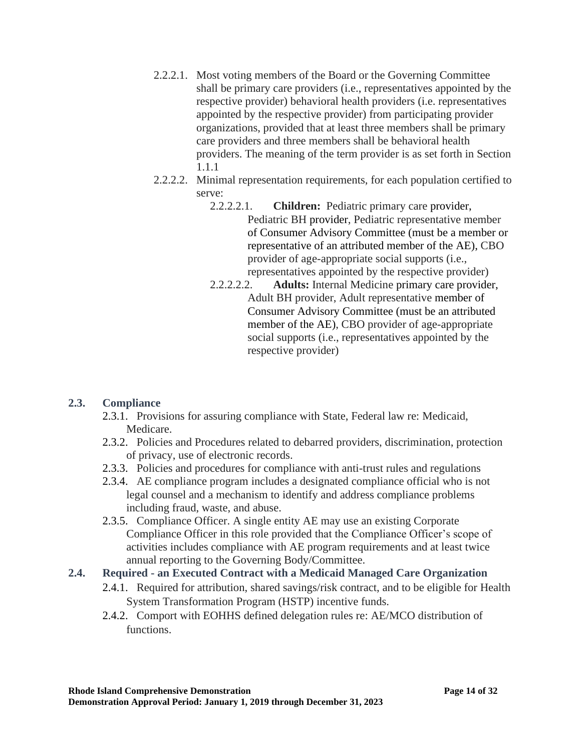- 2.2.2.1. Most voting members of the Board or the Governing Committee shall be primary care providers (i.e., representatives appointed by the respective provider) behavioral health providers (i.e. representatives appointed by the respective provider) from participating provider organizations, provided that at least three members shall be primary care providers and three members shall be behavioral health providers. The meaning of the term provider is as set forth in Section 1.1.1
- 2.2.2.2. Minimal representation requirements, for each population certified to serve:
  - 2.2.2.2.1. **Children:** Pediatric primary care provider, Pediatric BH provider, Pediatric representative member of Consumer Advisory Committee (must be a member or representative of an attributed member of the AE), CBO provider of age-appropriate social supports (i.e., representatives appointed by the respective provider)
  - 2.2.2.2.2. **Adults:** Internal Medicine primary care provider, Adult BH provider, Adult representative member of Consumer Advisory Committee (must be an attributed member of the AE), CBO provider of age-appropriate social supports (i.e., representatives appointed by the respective provider)

### 2.3. Compliance

- 2.3.1. Provisions for assuring compliance with State, Federal law re: Medicaid, Medicare.
- 2.3.2. Policies and Procedures related to debarred providers, discrimination, protection of privacy, use of electronic records.
- 2.3.3. Policies and procedures for compliance with anti-trust rules and regulations
- 2.3.4. AE compliance program includes a designated compliance official who is not legal counsel and a mechanism to identify and address compliance problems including fraud, waste, and abuse.
- 2.3.5. Compliance Officer. A single entity AE may use an existing Corporate Compliance Officer in this role provided that the Compliance Officer's scope of activities includes compliance with AE program requirements and at least twice annual reporting to the Governing Body/Committee.

### 2.4. Required - an Executed Contract with a Medicaid Managed Care Organization

- 2.4.1. Required for attribution, shared savings/risk contract, and to be eligible for Health System Transformation Program (HSTP) incentive funds.
- 2.4.2. Comport with EOHHS defined delegation rules re: AE/MCO distribution of functions.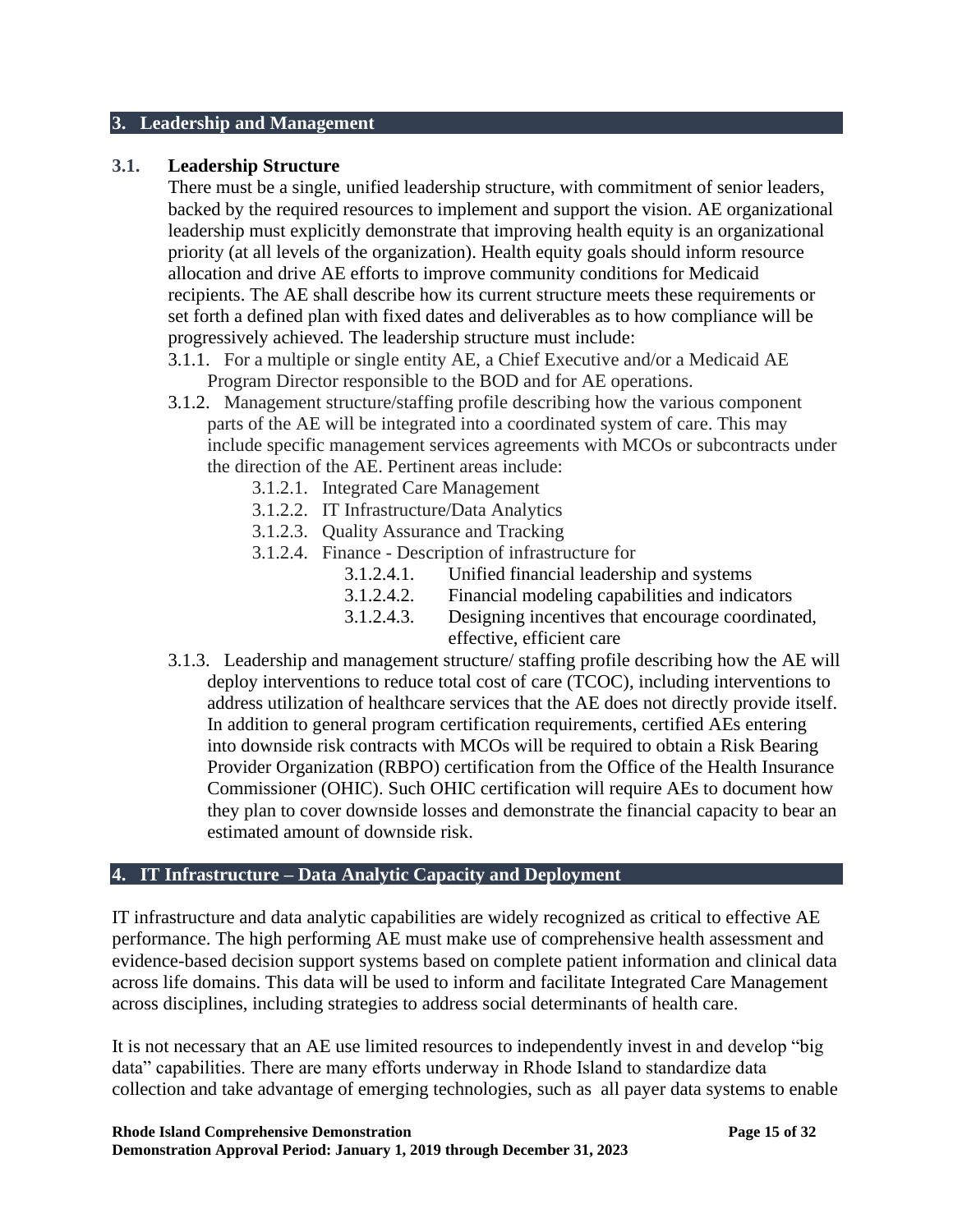## 3. Leadership and Management

### 3.1. Leadership Structure

There must be a single, unified leadership structure, with commitment of senior leaders, backed by the required resources to implement and support the vision. AE organizational leadership must explicitly demonstrate that improving health equity is an organizational priority (at all levels of the organization). Health equity goals should inform resource allocation and drive AE efforts to improve community conditions for Medicaid recipients. The AE shall describe how its current structure meets these requirements or set forth a defined plan with fixed dates and deliverables as to how compliance will be progressively achieved. The leadership structure must include:

3.1.1. For a multiple or single entity AE, a Chief Executive and/or a Medicaid AE Program Director responsible to the BOD and for AE operations.

3.1.2. Management structure/staffing profile describing how the various component parts of the AE will be integrated into a coordinated system of care. This may include specific management services agreements with MCOs or subcontracts under the direction of the AE. Pertinent areas include:

- 3.1.2.1. Integrated Care Management
- 3.1.2.2. IT Infrastructure/Data Analytics
- 3.1.2.3. Quality Assurance and Tracking
- 3.1.2.4. Finance - Description of infrastructure for
  - 3.1.2.4.1. Unified financial leadership and systems
  - 3.1.2.4.2. Financial modeling capabilities and indicators
  - 3.1.2.4.3. Designing incentives that encourage coordinated, effective, efficient care

3.1.3. Leadership and management structure/ staffing profile describing how the AE will deploy interventions to reduce total cost of care (TCOC), including interventions to address utilization of healthcare services that the AE does not directly provide itself. In addition to general program certification requirements, certified AEs entering into downside risk contracts with MCOs will be required to obtain a Risk Bearing Provider Organization (RBPO) certification from the Office of the Health Insurance Commissioner (OHIC). Such OHIC certification will require AEs to document how they plan to cover downside losses and demonstrate the financial capacity to bear an estimated amount of downside risk.

## 4. IT Infrastructure – Data Analytic Capacity and Deployment

IT infrastructure and data analytic capabilities are widely recognized as critical to effective AE performance. The high performing AE must make use of comprehensive health assessment and evidence-based decision support systems based on complete patient information and clinical data across life domains. This data will be used to inform and facilitate Integrated Care Management across disciplines, including strategies to address social determinants of health care.

It is not necessary that an AE use limited resources to independently invest in and develop "big data" capabilities. There are many efforts underway in Rhode Island to standardize data collection and take advantage of emerging technologies, such as all payer data systems to enable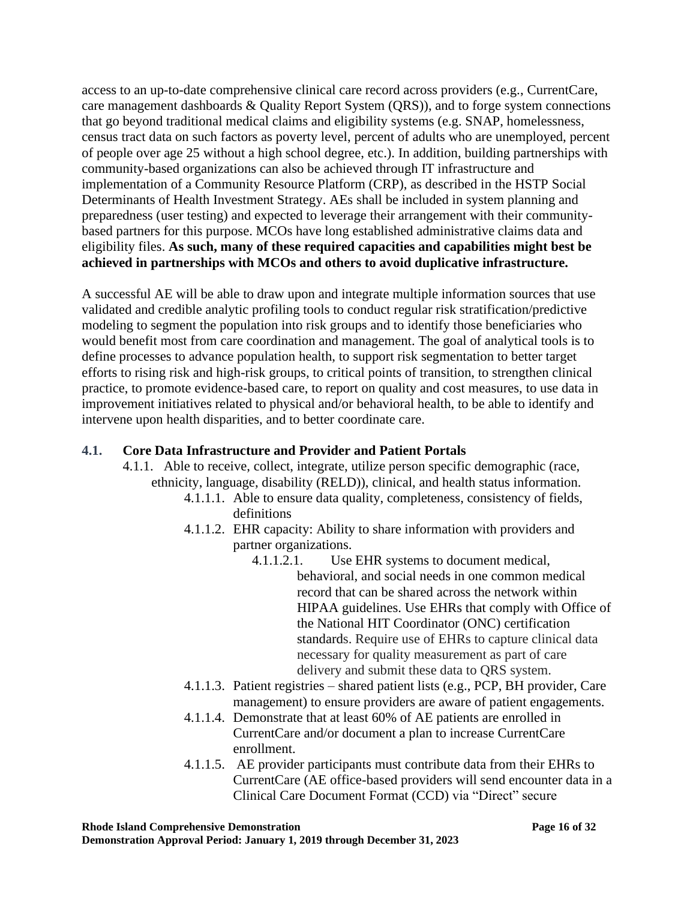access to an up-to-date comprehensive clinical care record across providers (e.g., CurrentCare, care management dashboards & Quality Report System (QRS)), and to forge system connections that go beyond traditional medical claims and eligibility systems (e.g. SNAP, homelessness, census tract data on such factors as poverty level, percent of adults who are unemployed, percent of people over age 25 without a high school degree, etc.). In addition, building partnerships with community-based organizations can also be achieved through IT infrastructure and implementation of a Community Resource Platform (CRP), as described in the HSTP Social Determinants of Health Investment Strategy. AEs shall be included in system planning and preparedness (user testing) and expected to leverage their arrangement with their community-based partners for this purpose. MCOs have long established administrative claims data and eligibility files. **As such, many of these required capacities and capabilities might best be achieved in partnerships with MCOs and others to avoid duplicative infrastructure.**

A successful AE will be able to draw upon and integrate multiple information sources that use validated and credible analytic profiling tools to conduct regular risk stratification/predictive modeling to segment the population into risk groups and to identify those beneficiaries who would benefit most from care coordination and management. The goal of analytical tools is to define processes to advance population health, to support risk segmentation to better target efforts to rising risk and high-risk groups, to critical points of transition, to strengthen clinical practice, to promote evidence-based care, to report on quality and cost measures, to use data in improvement initiatives related to physical and/or behavioral health, to be able to identify and intervene upon health disparities, and to better coordinate care.

### 4.1. Core Data Infrastructure and Provider and Patient Portals

4.1.1. Able to receive, collect, integrate, utilize person specific demographic (race, ethnicity, language, disability (RELD)), clinical, and health status information.

- 4.1.1.1. Able to ensure data quality, completeness, consistency of fields, definitions
- 4.1.1.2. EHR capacity: Ability to share information with providers and partner organizations.
  - 4.1.1.2.1. Use EHR systems to document medical, behavioral, and social needs in one common medical record that can be shared across the network within HIPAA guidelines. Use EHRs that comply with Office of the National HIT Coordinator (ONC) certification standards. Require use of EHRs to capture clinical data necessary for quality measurement as part of care delivery and submit these data to QRS system.
- 4.1.1.3. Patient registries – shared patient lists (e.g., PCP, BH provider, Care management) to ensure providers are aware of patient engagements.
- 4.1.1.4. Demonstrate that at least 60% of AE patients are enrolled in CurrentCare and/or document a plan to increase CurrentCare enrollment.
- 4.1.1.5. AE provider participants must contribute data from their EHRs to CurrentCare (AE office-based providers will send encounter data in a Clinical Care Document Format (CCD) via "Direct" secure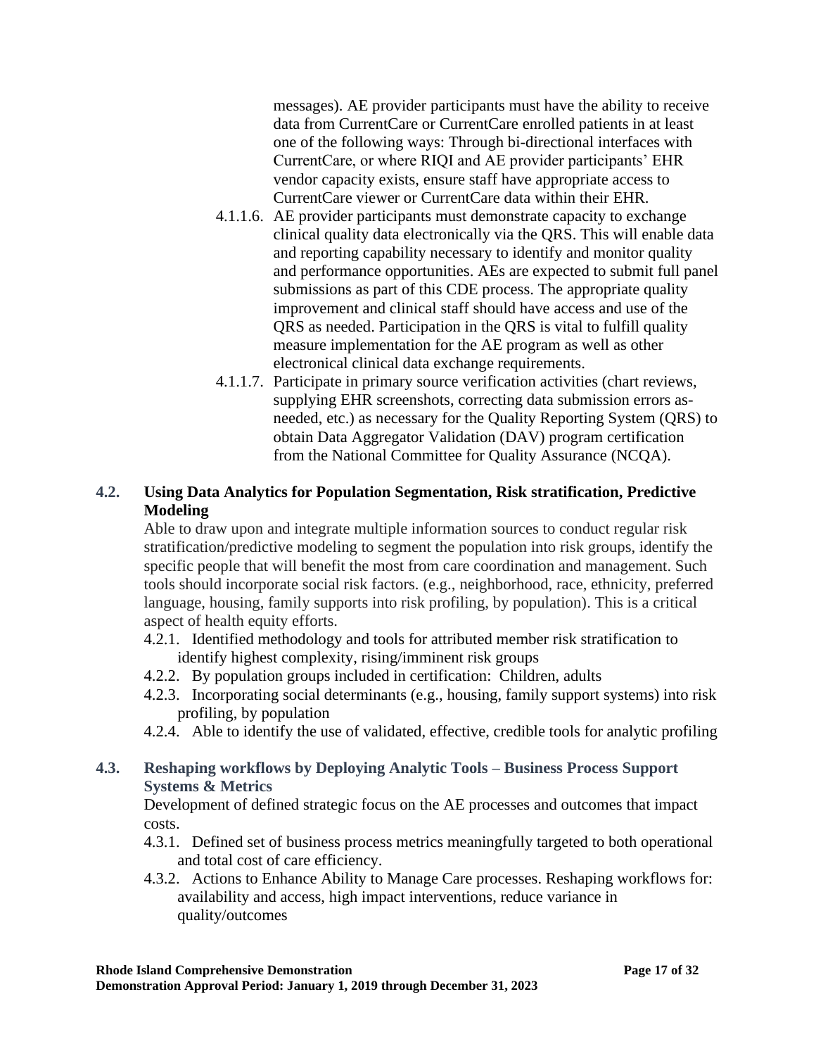messages). AE provider participants must have the ability to receive data from CurrentCare or CurrentCare enrolled patients in at least one of the following ways: Through bi-directional interfaces with CurrentCare, or where RIQI and AE provider participants' EHR vendor capacity exists, ensure staff have appropriate access to CurrentCare viewer or CurrentCare data within their EHR.

4.1.1.6. AE provider participants must demonstrate capacity to exchange clinical quality data electronically via the QRS. This will enable data and reporting capability necessary to identify and monitor quality and performance opportunities. AEs are expected to submit full panel submissions as part of this CDE process. The appropriate quality improvement and clinical staff should have access and use of the QRS as needed. Participation in the QRS is vital to fulfill quality measure implementation for the AE program as well as other electronical clinical data exchange requirements.

4.1.1.7. Participate in primary source verification activities (chart reviews, supplying EHR screenshots, correcting data submission errors as-needed, etc.) as necessary for the Quality Reporting System (QRS) to obtain Data Aggregator Validation (DAV) program certification from the National Committee for Quality Assurance (NCQA).

### 4.2. Using Data Analytics for Population Segmentation, Risk stratification, Predictive Modeling

Able to draw upon and integrate multiple information sources to conduct regular risk stratification/predictive modeling to segment the population into risk groups, identify the specific people that will benefit the most from care coordination and management. Such tools should incorporate social risk factors. (e.g., neighborhood, race, ethnicity, preferred language, housing, family supports into risk profiling, by population). This is a critical aspect of health equity efforts.

4.2.1. Identified methodology and tools for attributed member risk stratification to identify highest complexity, rising/imminent risk groups

4.2.2. By population groups included in certification: Children, adults

4.2.3. Incorporating social determinants (e.g., housing, family support systems) into risk profiling, by population

4.2.4. Able to identify the use of validated, effective, credible tools for analytic profiling

### 4.3. Reshaping workflows by Deploying Analytic Tools – Business Process Support Systems & Metrics

Development of defined strategic focus on the AE processes and outcomes that impact costs.

4.3.1. Defined set of business process metrics meaningfully targeted to both operational and total cost of care efficiency.

4.3.2. Actions to Enhance Ability to Manage Care processes. Reshaping workflows for: availability and access, high impact interventions, reduce variance in quality/outcomes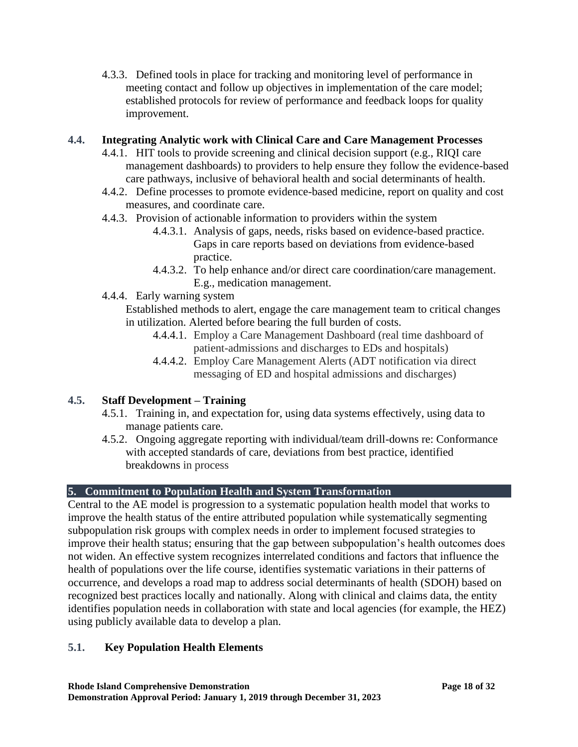4.3.3. Defined tools in place for tracking and monitoring level of performance in meeting contact and follow up objectives in implementation of the care model; established protocols for review of performance and feedback loops for quality improvement.

### 4.4. Integrating Analytic work with Clinical Care and Care Management Processes

4.4.1. HIT tools to provide screening and clinical decision support (e.g., RIQI care management dashboards) to providers to help ensure they follow the evidence-based care pathways, inclusive of behavioral health and social determinants of health.

4.4.2. Define processes to promote evidence-based medicine, report on quality and cost measures, and coordinate care.

4.4.3. Provision of actionable information to providers within the system

4.4.3.1. Analysis of gaps, needs, risks based on evidence-based practice. Gaps in care reports based on deviations from evidence-based practice.

4.4.3.2. To help enhance and/or direct care coordination/care management. E.g., medication management.

4.4.4. Early warning system

Established methods to alert, engage the care management team to critical changes in utilization. Alerted before bearing the full burden of costs.

4.4.4.1. Employ a Care Management Dashboard (real time dashboard of patient-admissions and discharges to EDs and hospitals)

4.4.4.2. Employ Care Management Alerts (ADT notification via direct messaging of ED and hospital admissions and discharges)

### 4.5. Staff Development – Training

4.5.1. Training in, and expectation for, using data systems effectively, using data to manage patients care.

4.5.2. Ongoing aggregate reporting with individual/team drill-downs re: Conformance with accepted standards of care, deviations from best practice, identified breakdowns in process

## 5. Commitment to Population Health and System Transformation

Central to the AE model is progression to a systematic population health model that works to improve the health status of the entire attributed population while systematically segmenting subpopulation risk groups with complex needs in order to implement focused strategies to improve their health status; ensuring that the gap between subpopulation's health outcomes does not widen. An effective system recognizes interrelated conditions and factors that influence the health of populations over the life course, identifies systematic variations in their patterns of occurrence, and develops a road map to address social determinants of health (SDOH) based on recognized best practices locally and nationally. Along with clinical and claims data, the entity identifies population needs in collaboration with state and local agencies (for example, the HEZ) using publicly available data to develop a plan.

### 5.1. Key Population Health Elements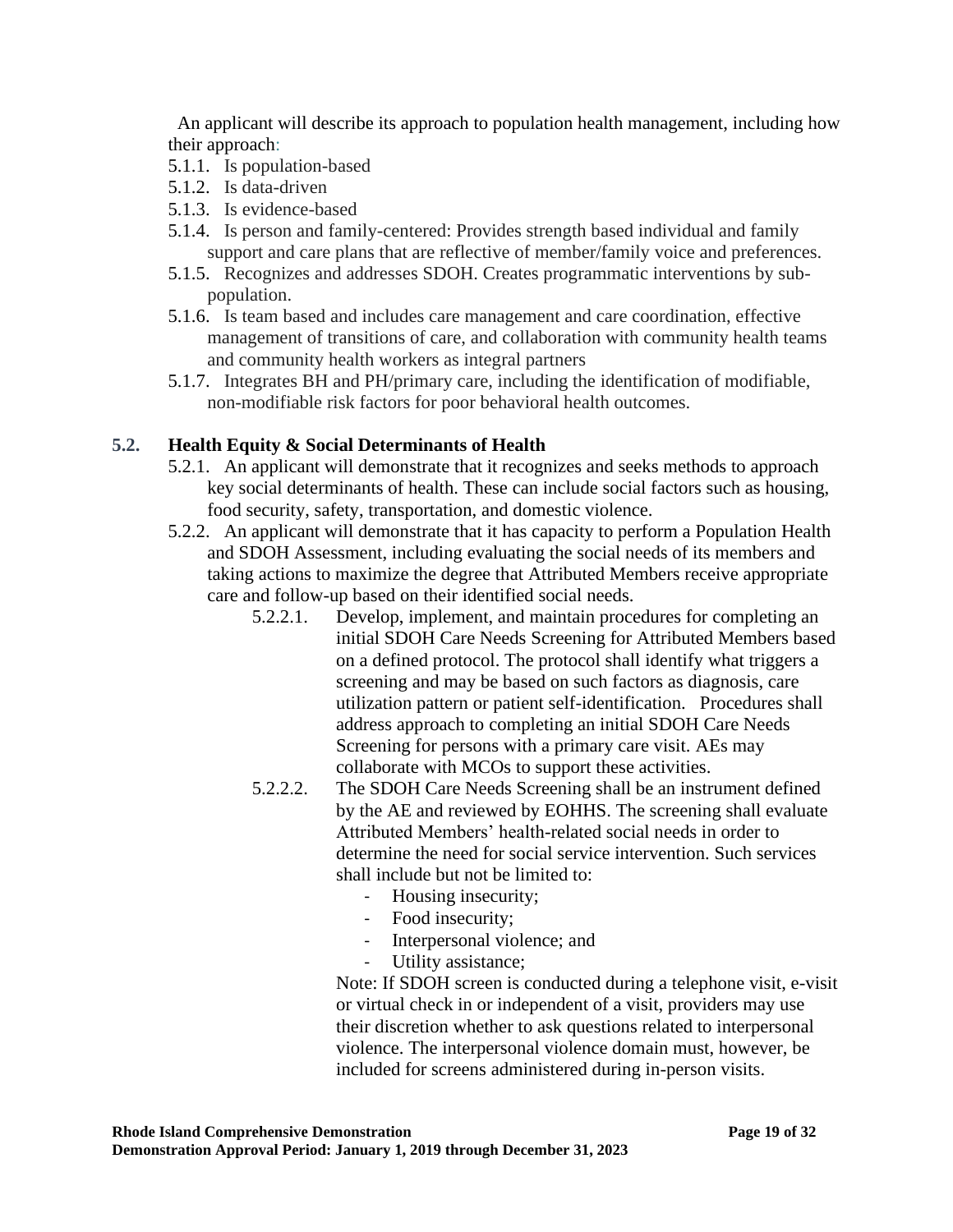An applicant will describe its approach to population health management, including how their approach:

5.1.1. Is population-based

5.1.2. Is data-driven

5.1.3. Is evidence-based

5.1.4. Is person and family-centered: Provides strength based individual and family support and care plans that are reflective of member/family voice and preferences.

5.1.5. Recognizes and addresses SDOH. Creates programmatic interventions by sub-population.

5.1.6. Is team based and includes care management and care coordination, effective management of transitions of care, and collaboration with community health teams and community health workers as integral partners

5.1.7. Integrates BH and PH/primary care, including the identification of modifiable, non-modifiable risk factors for poor behavioral health outcomes.

### 5.2. Health Equity & Social Determinants of Health

5.2.1. An applicant will demonstrate that it recognizes and seeks methods to approach key social determinants of health. These can include social factors such as housing, food security, safety, transportation, and domestic violence.

5.2.2. An applicant will demonstrate that it has capacity to perform a Population Health and SDOH Assessment, including evaluating the social needs of its members and taking actions to maximize the degree that Attributed Members receive appropriate care and follow-up based on their identified social needs.

5.2.2.1. Develop, implement, and maintain procedures for completing an initial SDOH Care Needs Screening for Attributed Members based on a defined protocol. The protocol shall identify what triggers a screening and may be based on such factors as diagnosis, care utilization pattern or patient self-identification. Procedures shall address approach to completing an initial SDOH Care Needs Screening for persons with a primary care visit. AEs may collaborate with MCOs to support these activities.

5.2.2.2. The SDOH Care Needs Screening shall be an instrument defined by the AE and reviewed by EOHHS. The screening shall evaluate Attributed Members' health-related social needs in order to determine the need for social service intervention. Such services shall include but not be limited to:

- Housing insecurity;
- Food insecurity;
- Interpersonal violence; and
- Utility assistance;

Note: If SDOH screen is conducted during a telephone visit, e-visit or virtual check in or independent of a visit, providers may use their discretion whether to ask questions related to interpersonal violence. The interpersonal violence domain must, however, be included for screens administered during in-person visits.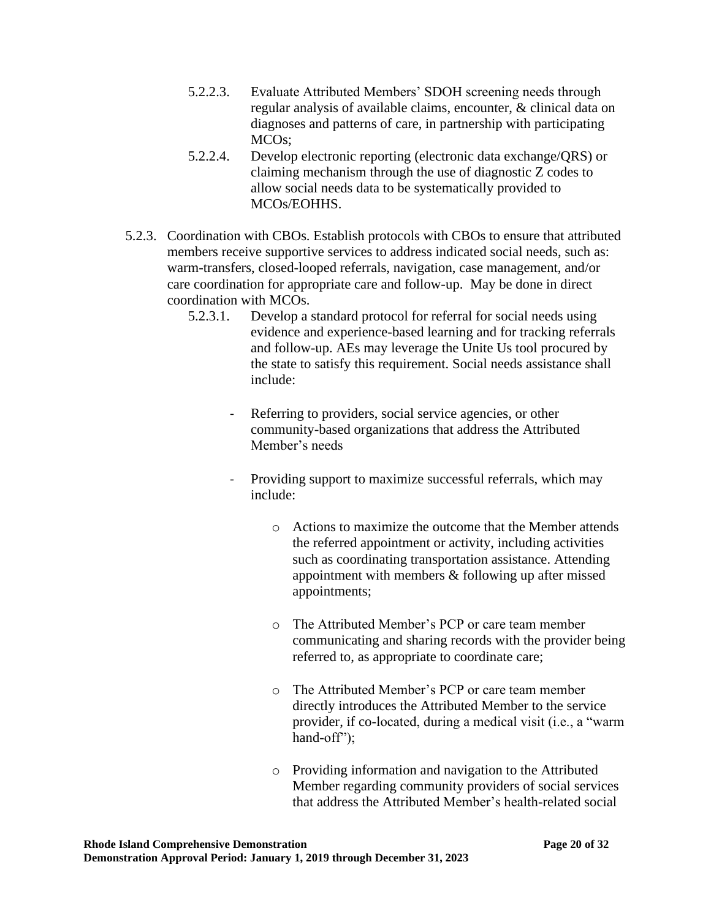- 5.2.2.3. Evaluate Attributed Members' SDOH screening needs through regular analysis of available claims, encounter, & clinical data on diagnoses and patterns of care, in partnership with participating MCOs;
- 5.2.2.4. Develop electronic reporting (electronic data exchange/QRS) or claiming mechanism through the use of diagnostic Z codes to allow social needs data to be systematically provided to MCOs/EOHHS.

5.2.3. Coordination with CBOs. Establish protocols with CBOs to ensure that attributed members receive supportive services to address indicated social needs, such as: warm-transfers, closed-looped referrals, navigation, case management, and/or care coordination for appropriate care and follow-up. May be done in direct coordination with MCOs.

- 5.2.3.1. Develop a standard protocol for referral for social needs using evidence and experience-based learning and for tracking referrals and follow-up. AEs may leverage the Unite Us tool procured by the state to satisfy this requirement. Social needs assistance shall include:

  - Referring to providers, social service agencies, or other community-based organizations that address the Attributed Member's needs

  - Providing support to maximize successful referrals, which may include:

    - Actions to maximize the outcome that the Member attends the referred appointment or activity, including activities such as coordinating transportation assistance. Attending appointment with members & following up after missed appointments;

    - The Attributed Member's PCP or care team member communicating and sharing records with the provider being referred to, as appropriate to coordinate care;

    - The Attributed Member's PCP or care team member directly introduces the Attributed Member to the service provider, if co-located, during a medical visit (i.e., a "warm hand-off");

    - Providing information and navigation to the Attributed Member regarding community providers of social services that address the Attributed Member's health-related social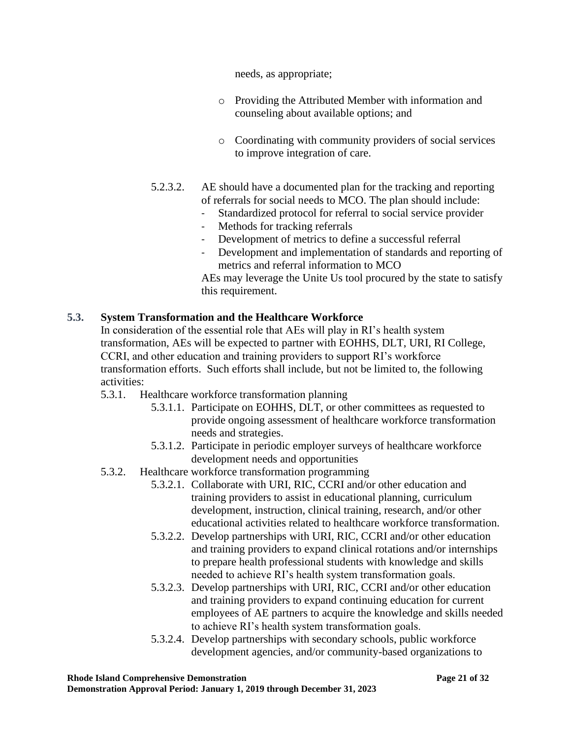needs, as appropriate;

- Providing the Attributed Member with information and counseling about available options; and
- Coordinating with community providers of social services to improve integration of care.

5.2.3.2. AE should have a documented plan for the tracking and reporting of referrals for social needs to MCO. The plan should include:

- Standardized protocol for referral to social service provider
- Methods for tracking referrals
- Development of metrics to define a successful referral
- Development and implementation of standards and reporting of metrics and referral information to MCO

AEs may leverage the Unite Us tool procured by the state to satisfy this requirement.

## 5.3. System Transformation and the Healthcare Workforce

In consideration of the essential role that AEs will play in RI's health system transformation, AEs will be expected to partner with EOHHS, DLT, URI, RI College, CCRI, and other education and training providers to support RI's workforce transformation efforts. Such efforts shall include, but not be limited to, the following activities:

5.3.1. Healthcare workforce transformation planning

5.3.1.1. Participate on EOHHS, DLT, or other committees as requested to provide ongoing assessment of healthcare workforce transformation needs and strategies.

5.3.1.2. Participate in periodic employer surveys of healthcare workforce development needs and opportunities

5.3.2. Healthcare workforce transformation programming

5.3.2.1. Collaborate with URI, RIC, CCRI and/or other education and training providers to assist in educational planning, curriculum development, instruction, clinical training, research, and/or other educational activities related to healthcare workforce transformation.

5.3.2.2. Develop partnerships with URI, RIC, CCRI and/or other education and training providers to expand clinical rotations and/or internships to prepare health professional students with knowledge and skills needed to achieve RI's health system transformation goals.

5.3.2.3. Develop partnerships with URI, RIC, CCRI and/or other education and training providers to expand continuing education for current employees of AE partners to acquire the knowledge and skills needed to achieve RI's health system transformation goals.

5.3.2.4. Develop partnerships with secondary schools, public workforce development agencies, and/or community-based organizations to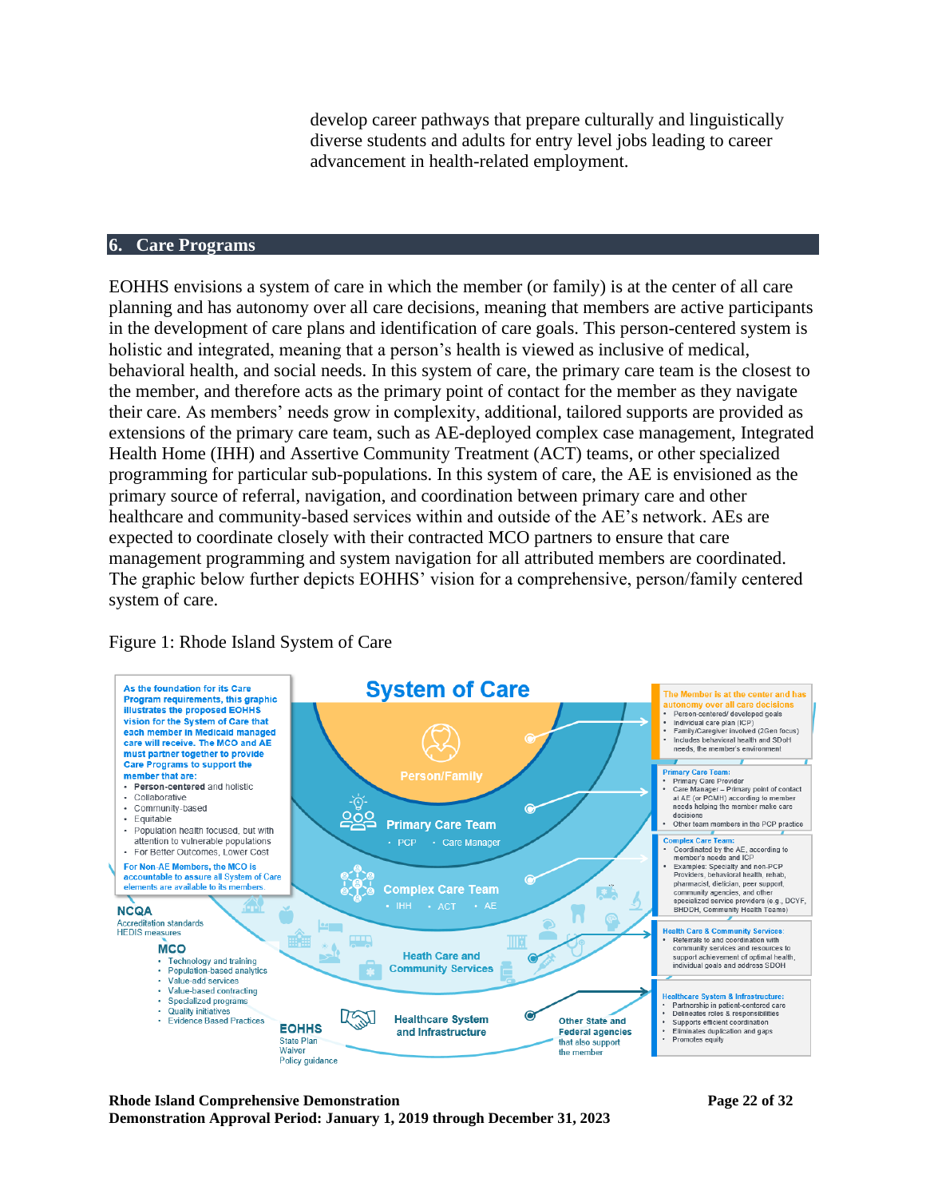develop career pathways that prepare culturally and linguistically diverse students and adults for entry level jobs leading to career advancement in health-related employment.

## 6. Care Programs

EOHHS envisions a system of care in which the member (or family) is at the center of all care planning and has autonomy over all care decisions, meaning that members are active participants in the development of care plans and identification of care goals. This person-centered system is holistic and integrated, meaning that a person's health is viewed as inclusive of medical, behavioral health, and social needs. In this system of care, the primary care team is the closest to the member, and therefore acts as the primary point of contact for the member as they navigate their care. As members' needs grow in complexity, additional, tailored supports are provided as extensions of the primary care team, such as AE-deployed complex case management, Integrated Health Home (IHH) and Assertive Community Treatment (ACT) teams, or other specialized programming for particular sub-populations. In this system of care, the AE is envisioned as the primary source of referral, navigation, and coordination between primary care and other healthcare and community-based services within and outside of the AE's network. AEs are expected to coordinate closely with their contracted MCO partners to ensure that care management programming and system navigation for all attributed members are coordinated. The graphic below further depicts EOHHS' vision for a comprehensive, person/family centered system of care.

Figure 1: Rhode Island System of Care

**System of Care**

**As the foundation for its Care Program requirements, this graphic illustrates the proposed EOHHS vision for the System of Care that each member in Medicaid managed care will receive. The MCO and AE must partner together to provide Care Programs to support the member that are:**

- **Person-centered** and holistic
- Collaborative
- Community-based
- Equitable
- Population health focused, but with attention to vulnerable populations
- For Better Outcomes, Lower Cost

**For Non-AE Members, the MCO is accountable to assure all System of Care elements are available to its members.**

**NCQA**
Accreditation standards
HEDIS measures

**MCO**
- Technology and training
- Population-based analytics
- Value-add services
- Value-based contracting
- Specialized programs
- Quality initiatives
- Evidence Based Practices

**EOHHS**
State Plan
Waiver
Policy guidance

**Person/Family**

**Primary Care Team**
- PCP
- Care Manager

**Complex Care Team**
- IHH
- ACT
- AE

**Heath Care and Community Services**

**Healthcare System and Infrastructure**

**Other State and Federal agencies** that also support the member

**The Member is at the center and has autonomy over all care decisions**
- Person-centered/ developed goals
- Individual care plan (ICP)
- Family/Caregiver involved (2Gen focus)
- Includes behavioral health and SDoH needs, the member's environment

**Primary Care Team:**
- Primary Care Provider
- Care Manager – Primary point of contact at AE (or PCMH) according to member needs helping the member make care decisions
- Other team members in the PCP practice

**Complex Care Team:**
- Coordinated by the AE, according to member's needs and ICP
- Examples: Specialty and non-PCP Providers, behavioral health, rehab, pharmacist, dietician, peer support, community agencies, and other specialized service providers (e.g., DCYF, BHDDH, Community Health Teams)

**Health Care & Community Services:**
- Referrals to and coordination with community services and resources to support achievement of optimal health, individual goals and address SDOH

**Healthcare System & Infrastructure:**
- Partnership in patient-centered care
- Delineates roles & responsibilities
- Supports efficient coordination
- Eliminates duplication and gaps
- Promotes equity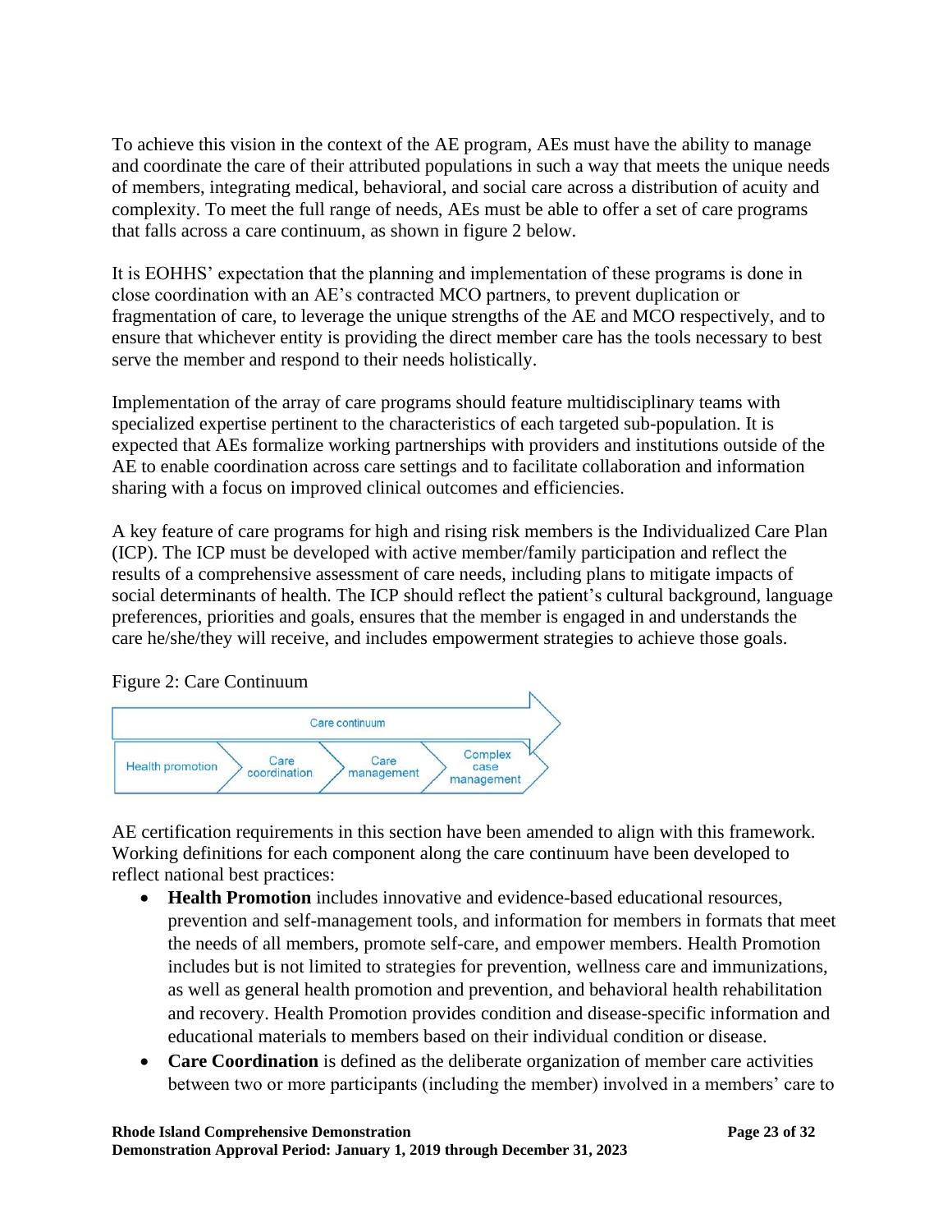To achieve this vision in the context of the AE program, AEs must have the ability to manage and coordinate the care of their attributed populations in such a way that meets the unique needs of members, integrating medical, behavioral, and social care across a distribution of acuity and complexity. To meet the full range of needs, AEs must be able to offer a set of care programs that falls across a care continuum, as shown in figure 2 below.

It is EOHHS' expectation that the planning and implementation of these programs is done in close coordination with an AE's contracted MCO partners, to prevent duplication or fragmentation of care, to leverage the unique strengths of the AE and MCO respectively, and to ensure that whichever entity is providing the direct member care has the tools necessary to best serve the member and respond to their needs holistically.

Implementation of the array of care programs should feature multidisciplinary teams with specialized expertise pertinent to the characteristics of each targeted sub-population. It is expected that AEs formalize working partnerships with providers and institutions outside of the AE to enable coordination across care settings and to facilitate collaboration and information sharing with a focus on improved clinical outcomes and efficiencies.

A key feature of care programs for high and rising risk members is the Individualized Care Plan (ICP). The ICP must be developed with active member/family participation and reflect the results of a comprehensive assessment of care needs, including plans to mitigate impacts of social determinants of health. The ICP should reflect the patient's cultural background, language preferences, priorities and goals, ensures that the member is engaged in and understands the care he/she/they will receive, and includes empowerment strategies to achieve those goals.

Figure 2: Care Continuum

Care continuum

Health promotion → Care coordination → Care management → Complex case management

AE certification requirements in this section have been amended to align with this framework. Working definitions for each component along the care continuum have been developed to reflect national best practices:

- **Health Promotion** includes innovative and evidence-based educational resources, prevention and self-management tools, and information for members in formats that meet the needs of all members, promote self-care, and empower members. Health Promotion includes but is not limited to strategies for prevention, wellness care and immunizations, as well as general health promotion and prevention, and behavioral health rehabilitation and recovery. Health Promotion provides condition and disease-specific information and educational materials to members based on their individual condition or disease.
- **Care Coordination** is defined as the deliberate organization of member care activities between two or more participants (including the member) involved in a members' care to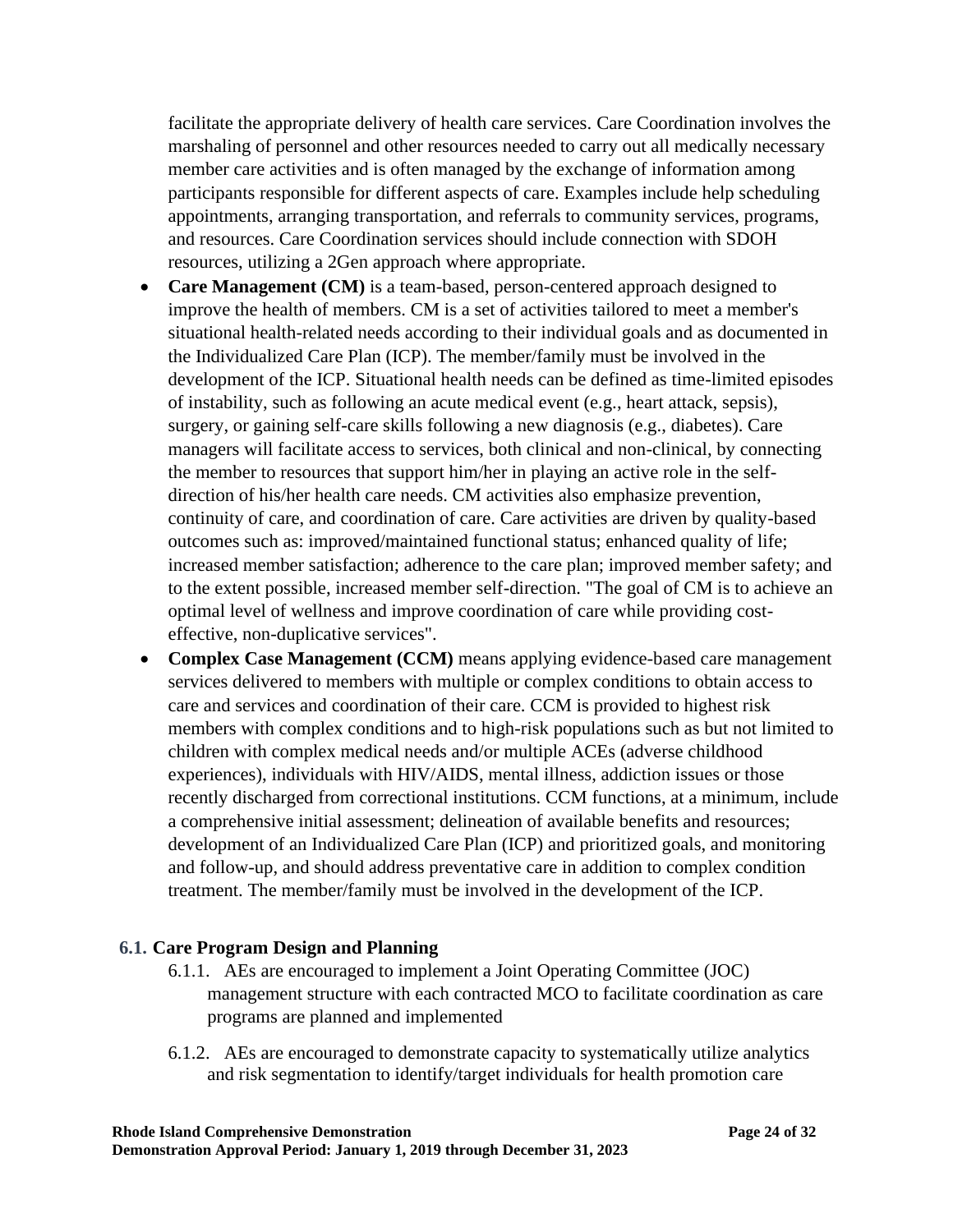facilitate the appropriate delivery of health care services. Care Coordination involves the marshaling of personnel and other resources needed to carry out all medically necessary member care activities and is often managed by the exchange of information among participants responsible for different aspects of care. Examples include help scheduling appointments, arranging transportation, and referrals to community services, programs, and resources. Care Coordination services should include connection with SDOH resources, utilizing a 2Gen approach where appropriate.

- **Care Management (CM)** is a team-based, person-centered approach designed to improve the health of members. CM is a set of activities tailored to meet a member's situational health-related needs according to their individual goals and as documented in the Individualized Care Plan (ICP). The member/family must be involved in the development of the ICP. Situational health needs can be defined as time-limited episodes of instability, such as following an acute medical event (e.g., heart attack, sepsis), surgery, or gaining self-care skills following a new diagnosis (e.g., diabetes). Care managers will facilitate access to services, both clinical and non-clinical, by connecting the member to resources that support him/her in playing an active role in the self-direction of his/her health care needs. CM activities also emphasize prevention, continuity of care, and coordination of care. Care activities are driven by quality-based outcomes such as: improved/maintained functional status; enhanced quality of life; increased member satisfaction; adherence to the care plan; improved member safety; and to the extent possible, increased member self-direction. "The goal of CM is to achieve an optimal level of wellness and improve coordination of care while providing cost-effective, non-duplicative services".
- **Complex Case Management (CCM)** means applying evidence-based care management services delivered to members with multiple or complex conditions to obtain access to care and services and coordination of their care. CCM is provided to highest risk members with complex conditions and to high-risk populations such as but not limited to children with complex medical needs and/or multiple ACEs (adverse childhood experiences), individuals with HIV/AIDS, mental illness, addiction issues or those recently discharged from correctional institutions. CCM functions, at a minimum, include a comprehensive initial assessment; delineation of available benefits and resources; development of an Individualized Care Plan (ICP) and prioritized goals, and monitoring and follow-up, and should address preventative care in addition to complex condition treatment. The member/family must be involved in the development of the ICP.

### 6.1. Care Program Design and Planning

6.1.1. AEs are encouraged to implement a Joint Operating Committee (JOC) management structure with each contracted MCO to facilitate coordination as care programs are planned and implemented

6.1.2. AEs are encouraged to demonstrate capacity to systematically utilize analytics and risk segmentation to identify/target individuals for health promotion care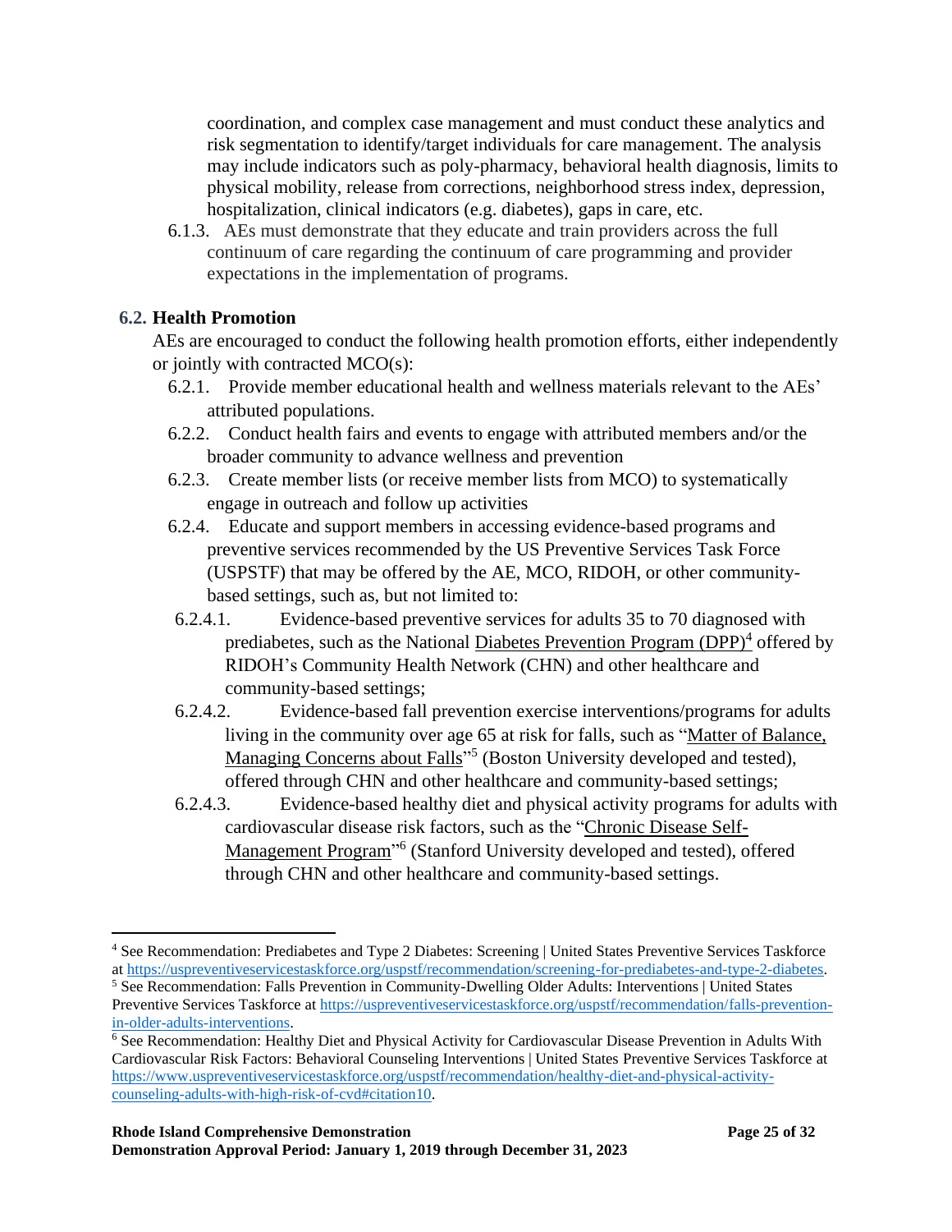coordination, and complex case management and must conduct these analytics and risk segmentation to identify/target individuals for care management. The analysis may include indicators such as poly-pharmacy, behavioral health diagnosis, limits to physical mobility, release from corrections, neighborhood stress index, depression, hospitalization, clinical indicators (e.g. diabetes), gaps in care, etc.

6.1.3. AEs must demonstrate that they educate and train providers across the full continuum of care regarding the continuum of care programming and provider expectations in the implementation of programs.

### 6.2. Health Promotion

AEs are encouraged to conduct the following health promotion efforts, either independently or jointly with contracted MCO(s):

6.2.1. Provide member educational health and wellness materials relevant to the AEs' attributed populations.

6.2.2. Conduct health fairs and events to engage with attributed members and/or the broader community to advance wellness and prevention

6.2.3. Create member lists (or receive member lists from MCO) to systematically engage in outreach and follow up activities

6.2.4. Educate and support members in accessing evidence-based programs and preventive services recommended by the US Preventive Services Task Force (USPSTF) that may be offered by the AE, MCO, RIDOH, or other community-based settings, such as, but not limited to:

6.2.4.1. Evidence-based preventive services for adults 35 to 70 diagnosed with prediabetes, such as the National Diabetes Prevention Program (DPP)[4] offered by RIDOH's Community Health Network (CHN) and other healthcare and community-based settings;

6.2.4.2. Evidence-based fall prevention exercise interventions/programs for adults living in the community over age 65 at risk for falls, such as "Matter of Balance, Managing Concerns about Falls"[5] (Boston University developed and tested), offered through CHN and other healthcare and community-based settings;

6.2.4.3. Evidence-based healthy diet and physical activity programs for adults with cardiovascular disease risk factors, such as the "Chronic Disease Self-Management Program"[6] (Stanford University developed and tested), offered through CHN and other healthcare and community-based settings.

---

[4] See Recommendation: Prediabetes and Type 2 Diabetes: Screening | United States Preventive Services Taskforce at https://uspreventiveservicestaskforce.org/uspstf/recommendation/screening-for-prediabetes-and-type-2-diabetes.

[5] See Recommendation: Falls Prevention in Community-Dwelling Older Adults: Interventions | United States Preventive Services Taskforce at https://uspreventiveservicestaskforce.org/uspstf/recommendation/falls-prevention-in-older-adults-interventions.

[6] See Recommendation: Healthy Diet and Physical Activity for Cardiovascular Disease Prevention in Adults With Cardiovascular Risk Factors: Behavioral Counseling Interventions | United States Preventive Services Taskforce at https://www.uspreventiveservicestaskforce.org/uspstf/recommendation/healthy-diet-and-physical-activity-counseling-adults-with-high-risk-of-cvd#citation10.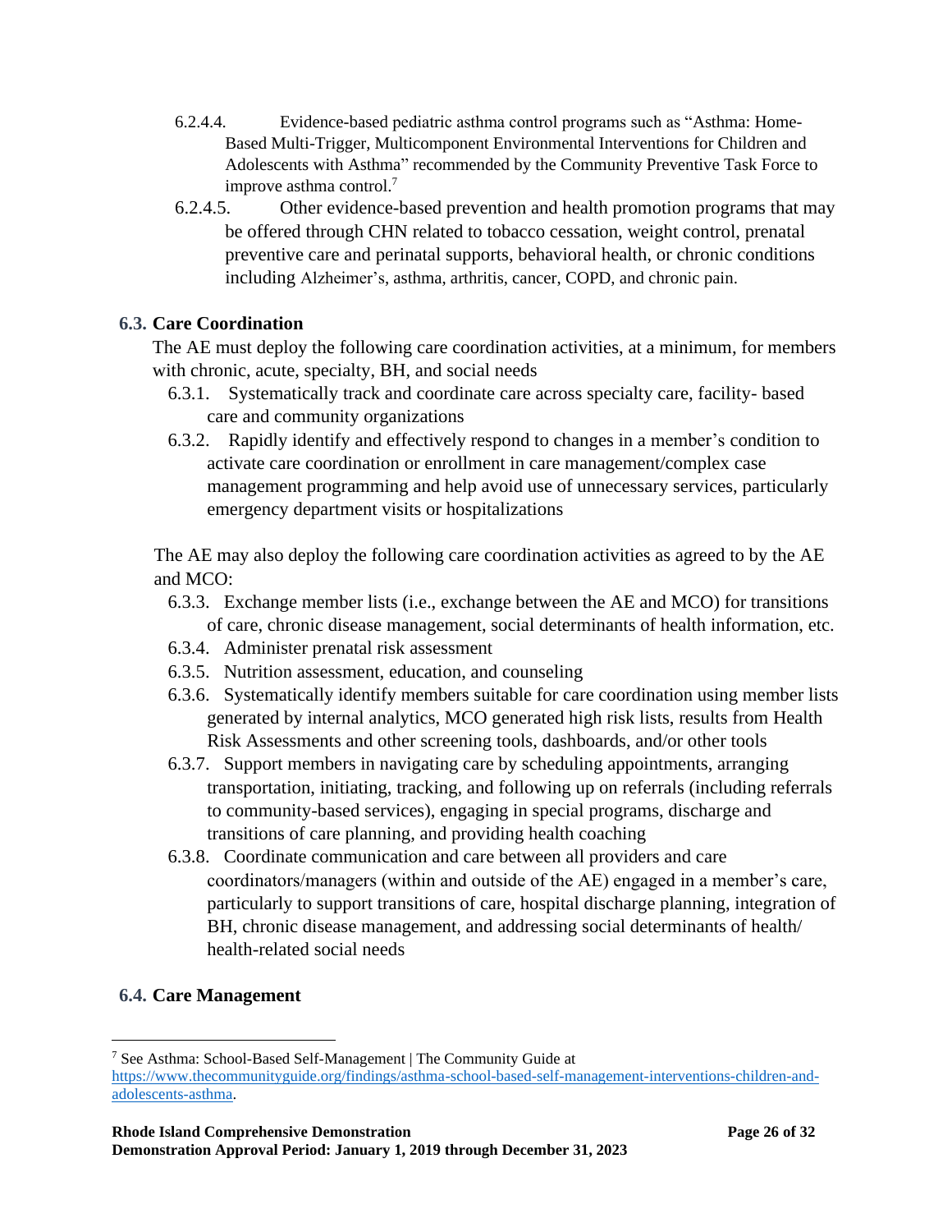6.2.4.4. Evidence-based pediatric asthma control programs such as "Asthma: Home-Based Multi-Trigger, Multicomponent Environmental Interventions for Children and Adolescents with Asthma" recommended by the Community Preventive Task Force to improve asthma control.[7]

6.2.4.5. Other evidence-based prevention and health promotion programs that may be offered through CHN related to tobacco cessation, weight control, prenatal preventive care and perinatal supports, behavioral health, or chronic conditions including Alzheimer's, asthma, arthritis, cancer, COPD, and chronic pain.

### 6.3. Care Coordination

The AE must deploy the following care coordination activities, at a minimum, for members with chronic, acute, specialty, BH, and social needs

6.3.1. Systematically track and coordinate care across specialty care, facility- based care and community organizations

6.3.2. Rapidly identify and effectively respond to changes in a member's condition to activate care coordination or enrollment in care management/complex case management programming and help avoid use of unnecessary services, particularly emergency department visits or hospitalizations

The AE may also deploy the following care coordination activities as agreed to by the AE and MCO:

6.3.3. Exchange member lists (i.e., exchange between the AE and MCO) for transitions of care, chronic disease management, social determinants of health information, etc.

6.3.4. Administer prenatal risk assessment

6.3.5. Nutrition assessment, education, and counseling

6.3.6. Systematically identify members suitable for care coordination using member lists generated by internal analytics, MCO generated high risk lists, results from Health Risk Assessments and other screening tools, dashboards, and/or other tools

6.3.7. Support members in navigating care by scheduling appointments, arranging transportation, initiating, tracking, and following up on referrals (including referrals to community-based services), engaging in special programs, discharge and transitions of care planning, and providing health coaching

6.3.8. Coordinate communication and care between all providers and care coordinators/managers (within and outside of the AE) engaged in a member's care, particularly to support transitions of care, hospital discharge planning, integration of BH, chronic disease management, and addressing social determinants of health/ health-related social needs

### 6.4. Care Management

---

[7] See Asthma: School-Based Self-Management | The Community Guide at https://www.thecommunityguide.org/findings/asthma-school-based-self-management-interventions-children-and-adolescents-asthma.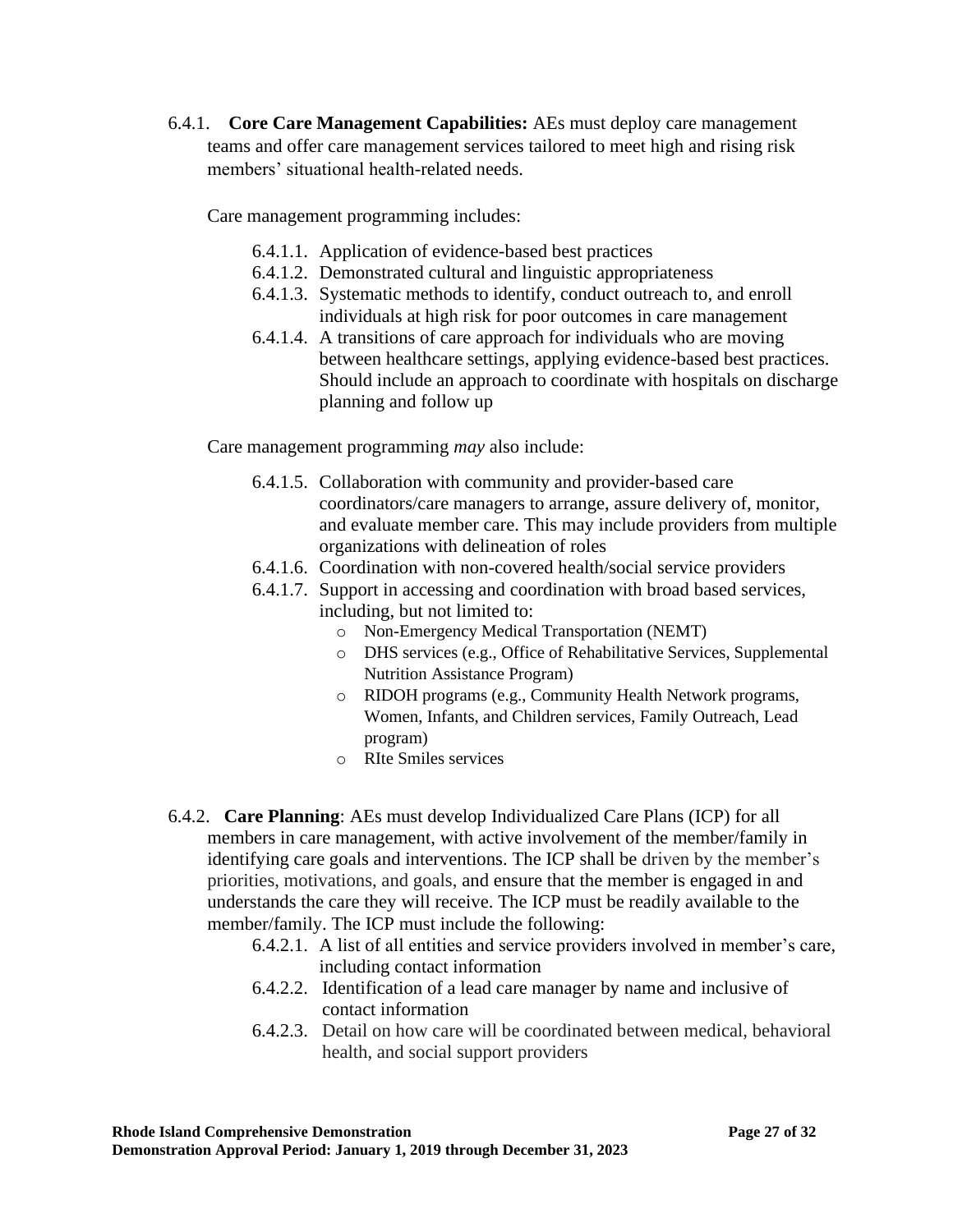6.4.1. **Core Care Management Capabilities:** AEs must deploy care management teams and offer care management services tailored to meet high and rising risk members' situational health-related needs.

Care management programming includes:

6.4.1.1. Application of evidence-based best practices
6.4.1.2. Demonstrated cultural and linguistic appropriateness
6.4.1.3. Systematic methods to identify, conduct outreach to, and enroll individuals at high risk for poor outcomes in care management
6.4.1.4. A transitions of care approach for individuals who are moving between healthcare settings, applying evidence-based best practices. Should include an approach to coordinate with hospitals on discharge planning and follow up

Care management programming *may* also include:

6.4.1.5. Collaboration with community and provider-based care coordinators/care managers to arrange, assure delivery of, monitor, and evaluate member care. This may include providers from multiple organizations with delineation of roles
6.4.1.6. Coordination with non-covered health/social service providers
6.4.1.7. Support in accessing and coordination with broad based services, including, but not limited to:

- Non-Emergency Medical Transportation (NEMT)
- DHS services (e.g., Office of Rehabilitative Services, Supplemental Nutrition Assistance Program)
- RIDOH programs (e.g., Community Health Network programs, Women, Infants, and Children services, Family Outreach, Lead program)
- RIte Smiles services

6.4.2. **Care Planning**: AEs must develop Individualized Care Plans (ICP) for all members in care management, with active involvement of the member/family in identifying care goals and interventions. The ICP shall be driven by the member's priorities, motivations, and goals, and ensure that the member is engaged in and understands the care they will receive. The ICP must be readily available to the member/family. The ICP must include the following:

6.4.2.1. A list of all entities and service providers involved in member's care, including contact information
6.4.2.2. Identification of a lead care manager by name and inclusive of contact information
6.4.2.3. Detail on how care will be coordinated between medical, behavioral health, and social support providers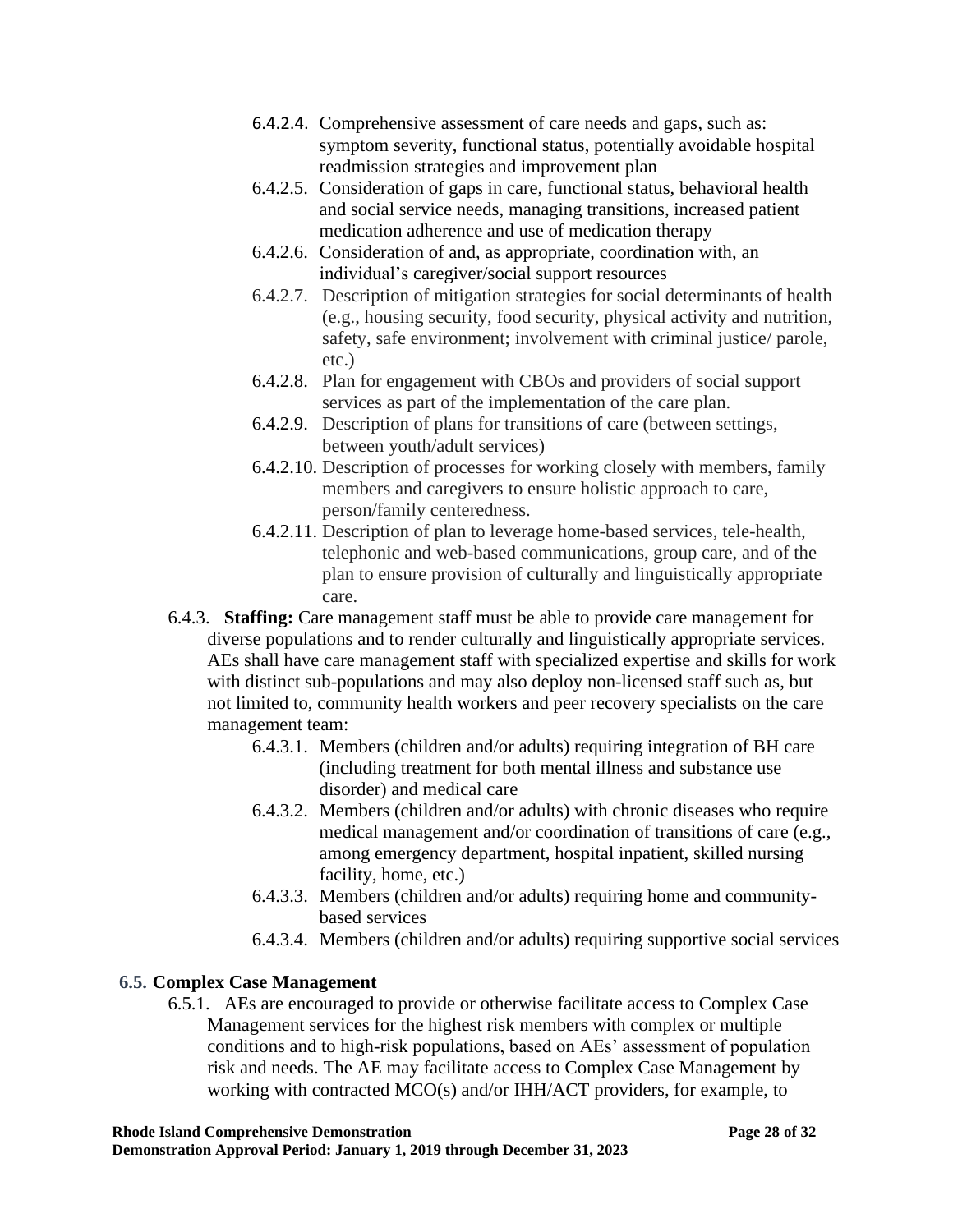6.4.2.4. Comprehensive assessment of care needs and gaps, such as: symptom severity, functional status, potentially avoidable hospital readmission strategies and improvement plan

6.4.2.5. Consideration of gaps in care, functional status, behavioral health and social service needs, managing transitions, increased patient medication adherence and use of medication therapy

6.4.2.6. Consideration of and, as appropriate, coordination with, an individual's caregiver/social support resources

6.4.2.7. Description of mitigation strategies for social determinants of health (e.g., housing security, food security, physical activity and nutrition, safety, safe environment; involvement with criminal justice/ parole, etc.)

6.4.2.8. Plan for engagement with CBOs and providers of social support services as part of the implementation of the care plan.

6.4.2.9. Description of plans for transitions of care (between settings, between youth/adult services)

6.4.2.10. Description of processes for working closely with members, family members and caregivers to ensure holistic approach to care, person/family centeredness.

6.4.2.11. Description of plan to leverage home-based services, tele-health, telephonic and web-based communications, group care, and of the plan to ensure provision of culturally and linguistically appropriate care.

6.4.3. **Staffing:** Care management staff must be able to provide care management for diverse populations and to render culturally and linguistically appropriate services. AEs shall have care management staff with specialized expertise and skills for work with distinct sub-populations and may also deploy non-licensed staff such as, but not limited to, community health workers and peer recovery specialists on the care management team:

6.4.3.1. Members (children and/or adults) requiring integration of BH care (including treatment for both mental illness and substance use disorder) and medical care

6.4.3.2. Members (children and/or adults) with chronic diseases who require medical management and/or coordination of transitions of care (e.g., among emergency department, hospital inpatient, skilled nursing facility, home, etc.)

6.4.3.3. Members (children and/or adults) requiring home and community-based services

6.4.3.4. Members (children and/or adults) requiring supportive social services

### 6.5. Complex Case Management

6.5.1. AEs are encouraged to provide or otherwise facilitate access to Complex Case Management services for the highest risk members with complex or multiple conditions and to high-risk populations, based on AEs' assessment of population risk and needs. The AE may facilitate access to Complex Case Management by working with contracted MCO(s) and/or IHH/ACT providers, for example, to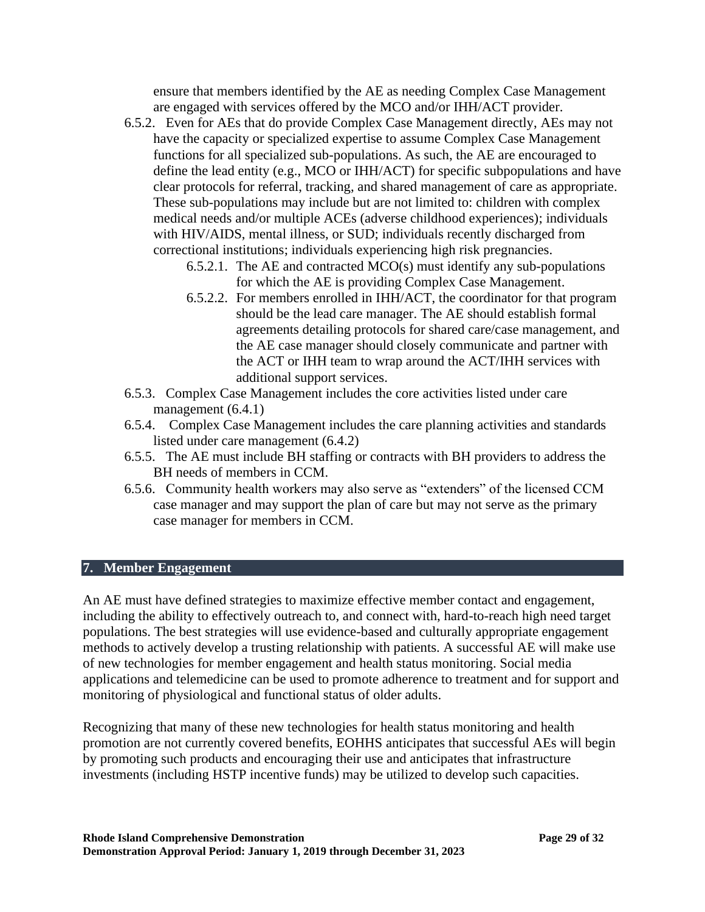ensure that members identified by the AE as needing Complex Case Management are engaged with services offered by the MCO and/or IHH/ACT provider.

6.5.2. Even for AEs that do provide Complex Case Management directly, AEs may not have the capacity or specialized expertise to assume Complex Case Management functions for all specialized sub-populations. As such, the AE are encouraged to define the lead entity (e.g., MCO or IHH/ACT) for specific subpopulations and have clear protocols for referral, tracking, and shared management of care as appropriate. These sub-populations may include but are not limited to: children with complex medical needs and/or multiple ACEs (adverse childhood experiences); individuals with HIV/AIDS, mental illness, or SUD; individuals recently discharged from correctional institutions; individuals experiencing high risk pregnancies.

6.5.2.1. The AE and contracted MCO(s) must identify any sub-populations for which the AE is providing Complex Case Management.

6.5.2.2. For members enrolled in IHH/ACT, the coordinator for that program should be the lead care manager. The AE should establish formal agreements detailing protocols for shared care/case management, and the AE case manager should closely communicate and partner with the ACT or IHH team to wrap around the ACT/IHH services with additional support services.

6.5.3. Complex Case Management includes the core activities listed under care management (6.4.1)

6.5.4. Complex Case Management includes the care planning activities and standards listed under care management (6.4.2)

6.5.5. The AE must include BH staffing or contracts with BH providers to address the BH needs of members in CCM.

6.5.6. Community health workers may also serve as "extenders" of the licensed CCM case manager and may support the plan of care but may not serve as the primary case manager for members in CCM.

## 7. Member Engagement

An AE must have defined strategies to maximize effective member contact and engagement, including the ability to effectively outreach to, and connect with, hard-to-reach high need target populations. The best strategies will use evidence-based and culturally appropriate engagement methods to actively develop a trusting relationship with patients. A successful AE will make use of new technologies for member engagement and health status monitoring. Social media applications and telemedicine can be used to promote adherence to treatment and for support and monitoring of physiological and functional status of older adults.

Recognizing that many of these new technologies for health status monitoring and health promotion are not currently covered benefits, EOHHS anticipates that successful AEs will begin by promoting such products and encouraging their use and anticipates that infrastructure investments (including HSTP incentive funds) may be utilized to develop such capacities.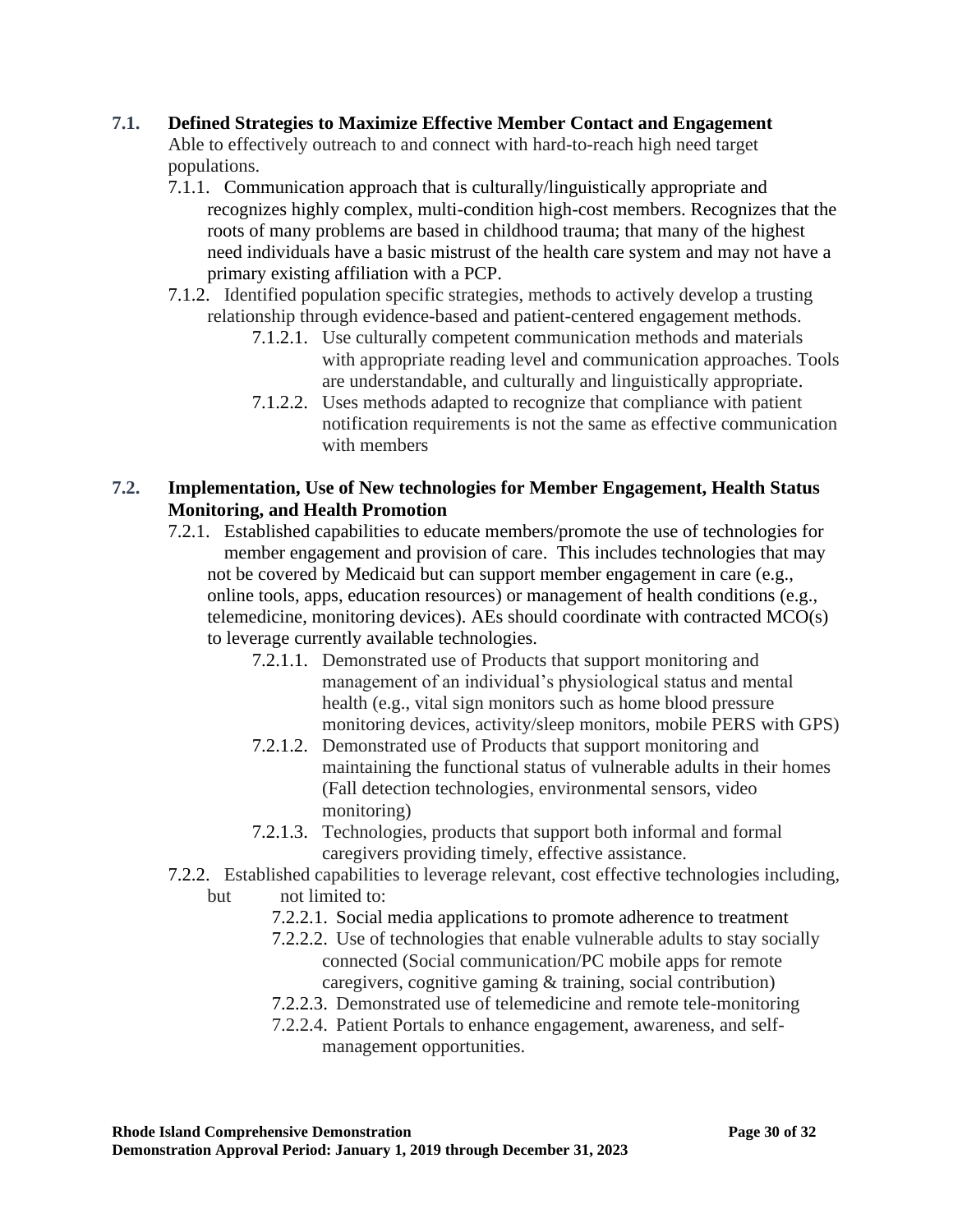## 7.1. Defined Strategies to Maximize Effective Member Contact and Engagement

Able to effectively outreach to and connect with hard-to-reach high need target populations.

- 7.1.1. Communication approach that is culturally/linguistically appropriate and recognizes highly complex, multi-condition high-cost members. Recognizes that the roots of many problems are based in childhood trauma; that many of the highest need individuals have a basic mistrust of the health care system and may not have a primary existing affiliation with a PCP.
- 7.1.2. Identified population specific strategies, methods to actively develop a trusting relationship through evidence-based and patient-centered engagement methods.
  - 7.1.2.1. Use culturally competent communication methods and materials with appropriate reading level and communication approaches. Tools are understandable, and culturally and linguistically appropriate.
  - 7.1.2.2. Uses methods adapted to recognize that compliance with patient notification requirements is not the same as effective communication with members

## 7.2. Implementation, Use of New technologies for Member Engagement, Health Status Monitoring, and Health Promotion

- 7.2.1. Established capabilities to educate members/promote the use of technologies for member engagement and provision of care. This includes technologies that may not be covered by Medicaid but can support member engagement in care (e.g., online tools, apps, education resources) or management of health conditions (e.g., telemedicine, monitoring devices). AEs should coordinate with contracted MCO(s) to leverage currently available technologies.
  - 7.2.1.1. Demonstrated use of Products that support monitoring and management of an individual's physiological status and mental health (e.g., vital sign monitors such as home blood pressure monitoring devices, activity/sleep monitors, mobile PERS with GPS)
  - 7.2.1.2. Demonstrated use of Products that support monitoring and maintaining the functional status of vulnerable adults in their homes (Fall detection technologies, environmental sensors, video monitoring)
  - 7.2.1.3. Technologies, products that support both informal and formal caregivers providing timely, effective assistance.
- 7.2.2. Established capabilities to leverage relevant, cost effective technologies including, but not limited to:
  - 7.2.2.1. Social media applications to promote adherence to treatment
  - 7.2.2.2. Use of technologies that enable vulnerable adults to stay socially connected (Social communication/PC mobile apps for remote caregivers, cognitive gaming & training, social contribution)
  - 7.2.2.3. Demonstrated use of telemedicine and remote tele-monitoring
  - 7.2.2.4. Patient Portals to enhance engagement, awareness, and self-management opportunities.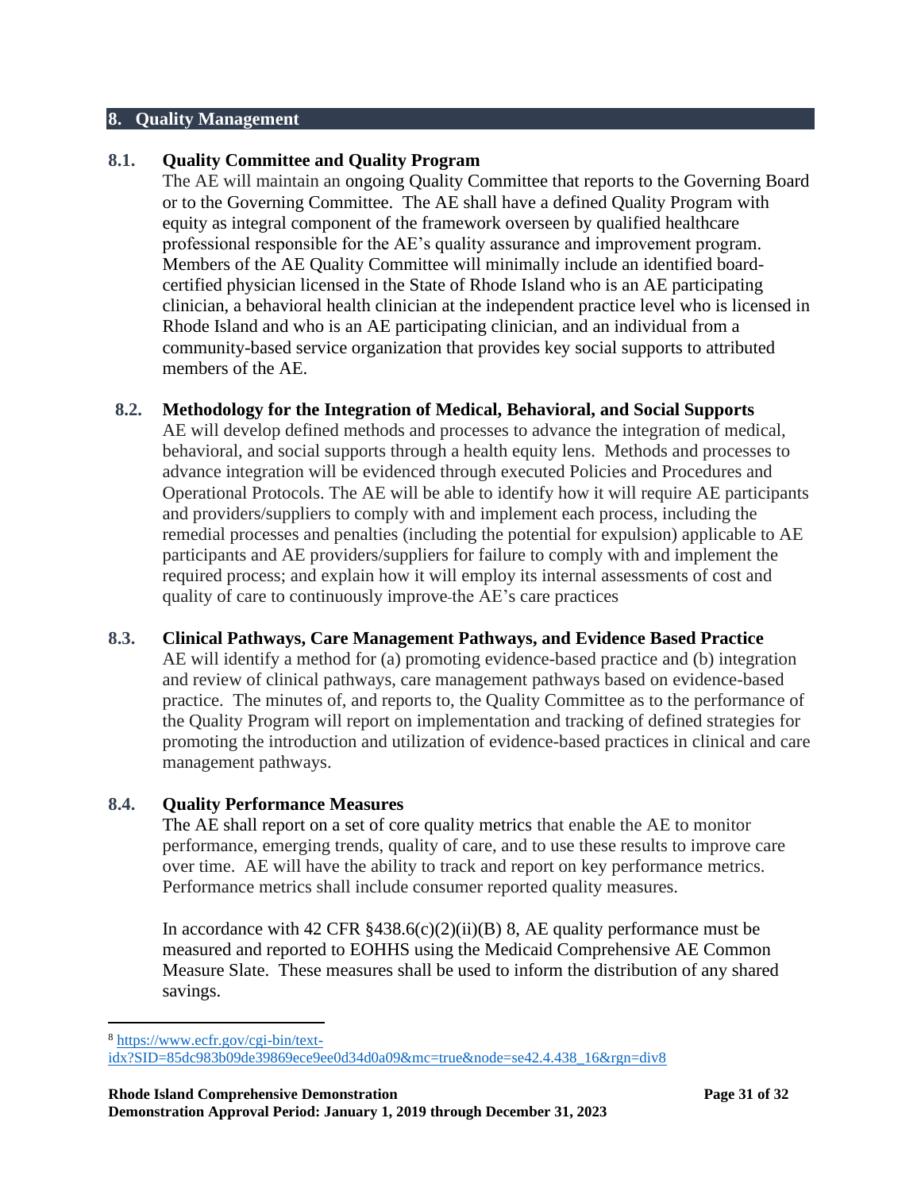## 8. Quality Management

### 8.1. Quality Committee and Quality Program

The AE will maintain an ongoing Quality Committee that reports to the Governing Board or to the Governing Committee. The AE shall have a defined Quality Program with equity as integral component of the framework overseen by qualified healthcare professional responsible for the AE's quality assurance and improvement program. Members of the AE Quality Committee will minimally include an identified board-certified physician licensed in the State of Rhode Island who is an AE participating clinician, a behavioral health clinician at the independent practice level who is licensed in Rhode Island and who is an AE participating clinician, and an individual from a community-based service organization that provides key social supports to attributed members of the AE.

### 8.2. Methodology for the Integration of Medical, Behavioral, and Social Supports

AE will develop defined methods and processes to advance the integration of medical, behavioral, and social supports through a health equity lens. Methods and processes to advance integration will be evidenced through executed Policies and Procedures and Operational Protocols. The AE will be able to identify how it will require AE participants and providers/suppliers to comply with and implement each process, including the remedial processes and penalties (including the potential for expulsion) applicable to AE participants and AE providers/suppliers for failure to comply with and implement the required process; and explain how it will employ its internal assessments of cost and quality of care to continuously improve the AE's care practices

### 8.3. Clinical Pathways, Care Management Pathways, and Evidence Based Practice

AE will identify a method for (a) promoting evidence-based practice and (b) integration and review of clinical pathways, care management pathways based on evidence-based practice. The minutes of, and reports to, the Quality Committee as to the performance of the Quality Program will report on implementation and tracking of defined strategies for promoting the introduction and utilization of evidence-based practices in clinical and care management pathways.

### 8.4. Quality Performance Measures

The AE shall report on a set of core quality metrics that enable the AE to monitor performance, emerging trends, quality of care, and to use these results to improve care over time. AE will have the ability to track and report on key performance metrics. Performance metrics shall include consumer reported quality measures.

In accordance with 42 CFR §438.6(c)(2)(ii)(B) [8], AE quality performance must be measured and reported to EOHHS using the Medicaid Comprehensive AE Common Measure Slate. These measures shall be used to inform the distribution of any shared savings.

---

[8] https://www.ecfr.gov/cgi-bin/text-idx?SID=85dc983b09de39869ece9ee0d34d0a09&mc=true&node=se42.4.438_16&rgn=div8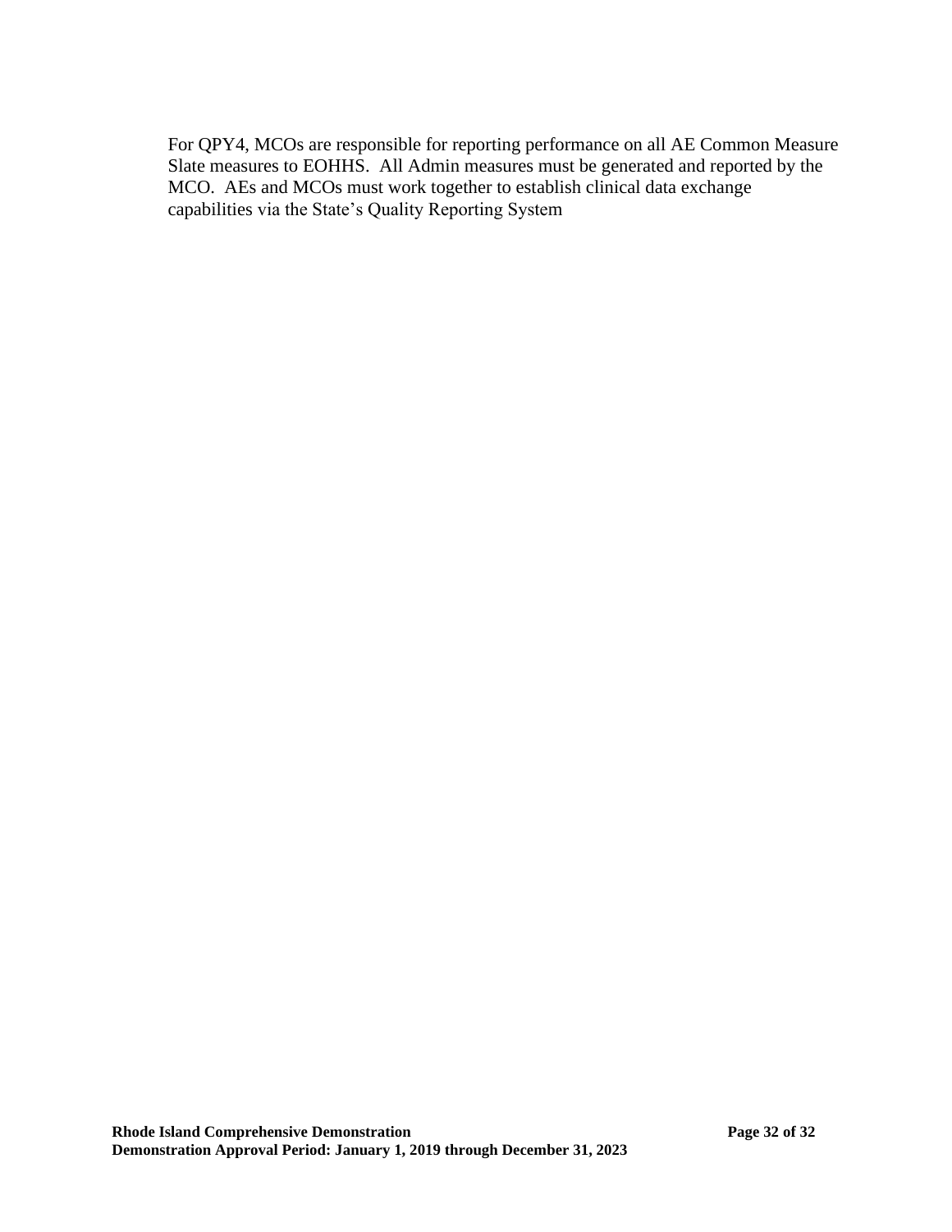For QPY4, MCOs are responsible for reporting performance on all AE Common Measure Slate measures to EOHHS. All Admin measures must be generated and reported by the MCO. AEs and MCOs must work together to establish clinical data exchange capabilities via the State's Quality Reporting System